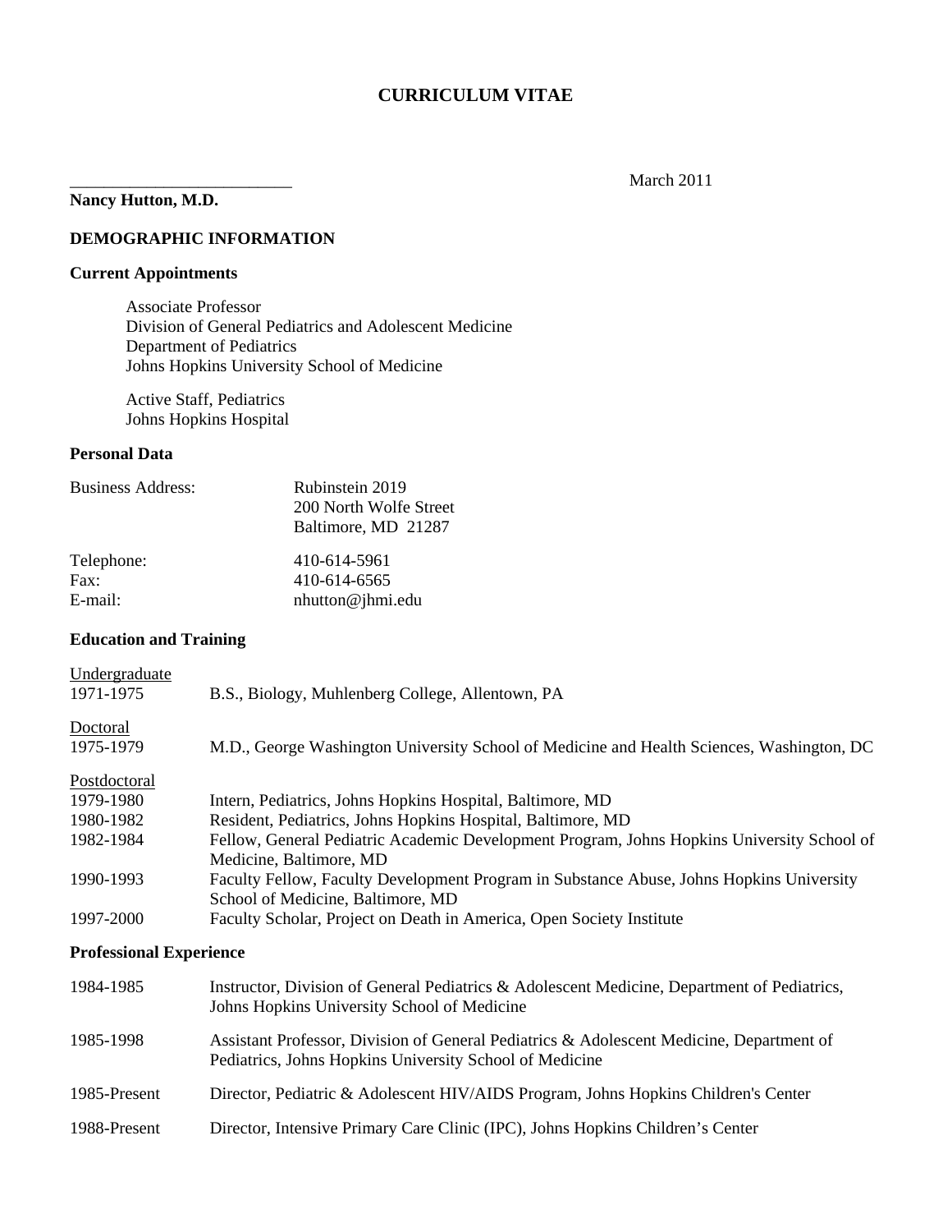# CURRICULUM VITAE

March 2011

**Nancy Hutton, M.D.**

## DEMOGRAPHIC INFORMATION

### Current Appointments

Associate Professor
Division of General Pediatrics and Adolescent Medicine
Department of Pediatrics
Johns Hopkins University School of Medicine

Active Staff, Pediatrics
Johns Hopkins Hospital

### Personal Data

| | |
|---|---|
| Business Address: | Rubinstein 2019<br>200 North Wolfe Street<br>Baltimore, MD 21287 |
| Telephone: | 410-614-5961 |
| Fax: | 410-614-6565 |
| E-mail: | nhutton@jhmi.edu |

### Education and Training

Undergraduate

| | |
|---|---|
| 1971-1975 | B.S., Biology, Muhlenberg College, Allentown, PA |

Doctoral

| | |
|---|---|
| 1975-1979 | M.D., George Washington University School of Medicine and Health Sciences, Washington, DC |

Postdoctoral

| | |
|---|---|
| 1979-1980 | Intern, Pediatrics, Johns Hopkins Hospital, Baltimore, MD |
| 1980-1982 | Resident, Pediatrics, Johns Hopkins Hospital, Baltimore, MD |
| 1982-1984 | Fellow, General Pediatric Academic Development Program, Johns Hopkins University School of Medicine, Baltimore, MD |
| 1990-1993 | Faculty Fellow, Faculty Development Program in Substance Abuse, Johns Hopkins University School of Medicine, Baltimore, MD |
| 1997-2000 | Faculty Scholar, Project on Death in America, Open Society Institute |

### Professional Experience

| | |
|---|---|
| 1984-1985 | Instructor, Division of General Pediatrics & Adolescent Medicine, Department of Pediatrics, Johns Hopkins University School of Medicine |
| 1985-1998 | Assistant Professor, Division of General Pediatrics & Adolescent Medicine, Department of Pediatrics, Johns Hopkins University School of Medicine |
| 1985-Present | Director, Pediatric & Adolescent HIV/AIDS Program, Johns Hopkins Children's Center |
| 1988-Present | Director, Intensive Primary Care Clinic (IPC), Johns Hopkins Children's Center |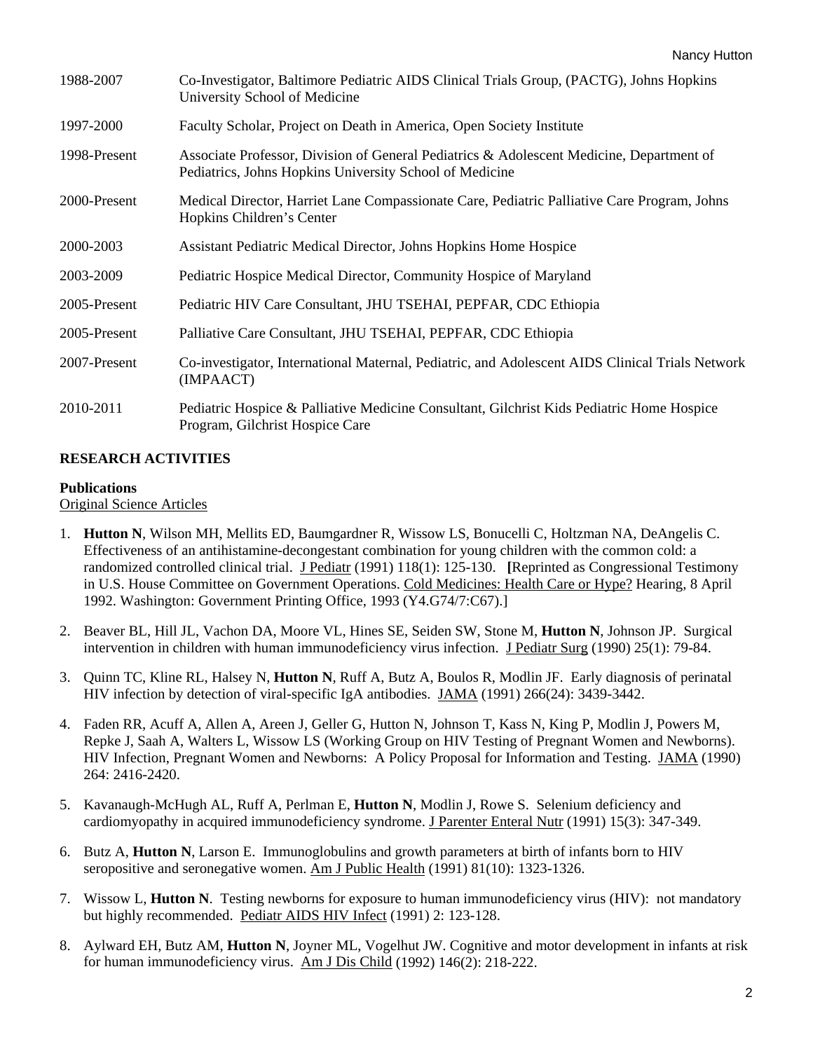| | |
|---|---|
| 1988-2007 | Co-Investigator, Baltimore Pediatric AIDS Clinical Trials Group, (PACTG), Johns Hopkins University School of Medicine |
| 1997-2000 | Faculty Scholar, Project on Death in America, Open Society Institute |
| 1998-Present | Associate Professor, Division of General Pediatrics & Adolescent Medicine, Department of Pediatrics, Johns Hopkins University School of Medicine |
| 2000-Present | Medical Director, Harriet Lane Compassionate Care, Pediatric Palliative Care Program, Johns Hopkins Children's Center |
| 2000-2003 | Assistant Pediatric Medical Director, Johns Hopkins Home Hospice |
| 2003-2009 | Pediatric Hospice Medical Director, Community Hospice of Maryland |
| 2005-Present | Pediatric HIV Care Consultant, JHU TSEHAI, PEPFAR, CDC Ethiopia |
| 2005-Present | Palliative Care Consultant, JHU TSEHAI, PEPFAR, CDC Ethiopia |
| 2007-Present | Co-investigator, International Maternal, Pediatric, and Adolescent AIDS Clinical Trials Network (IMPAACT) |
| 2010-2011 | Pediatric Hospice & Palliative Medicine Consultant, Gilchrist Kids Pediatric Home Hospice Program, Gilchrist Hospice Care |

## RESEARCH ACTIVITIES

### Publications

Original Science Articles

1. **Hutton N**, Wilson MH, Mellits ED, Baumgardner R, Wissow LS, Bonucelli C, Holtzman NA, DeAngelis C. Effectiveness of an antihistamine-decongestant combination for young children with the common cold: a randomized controlled clinical trial. J Pediatr (1991) 118(1): 125-130. **[**Reprinted as Congressional Testimony in U.S. House Committee on Government Operations. Cold Medicines: Health Care or Hype? Hearing, 8 April 1992. Washington: Government Printing Office, 1993 (Y4.G74/7:C67).]
2. Beaver BL, Hill JL, Vachon DA, Moore VL, Hines SE, Seiden SW, Stone M, **Hutton N**, Johnson JP. Surgical intervention in children with human immunodeficiency virus infection. J Pediatr Surg (1990) 25(1): 79-84.
3. Quinn TC, Kline RL, Halsey N, **Hutton N**, Ruff A, Butz A, Boulos R, Modlin JF. Early diagnosis of perinatal HIV infection by detection of viral-specific IgA antibodies. JAMA (1991) 266(24): 3439-3442.
4. Faden RR, Acuff A, Allen A, Areen J, Geller G, Hutton N, Johnson T, Kass N, King P, Modlin J, Powers M, Repke J, Saah A, Walters L, Wissow LS (Working Group on HIV Testing of Pregnant Women and Newborns). HIV Infection, Pregnant Women and Newborns: A Policy Proposal for Information and Testing. JAMA (1990) 264: 2416-2420.
5. Kavanaugh-McHugh AL, Ruff A, Perlman E, **Hutton N**, Modlin J, Rowe S. Selenium deficiency and cardiomyopathy in acquired immunodeficiency syndrome. J Parenter Enteral Nutr (1991) 15(3): 347-349.
6. Butz A, **Hutton N**, Larson E. Immunoglobulins and growth parameters at birth of infants born to HIV seropositive and seronegative women. Am J Public Health (1991) 81(10): 1323-1326.
7. Wissow L, **Hutton N**. Testing newborns for exposure to human immunodeficiency virus (HIV): not mandatory but highly recommended. Pediatr AIDS HIV Infect (1991) 2: 123-128.
8. Aylward EH, Butz AM, **Hutton N**, Joyner ML, Vogelhut JW. Cognitive and motor development in infants at risk for human immunodeficiency virus. Am J Dis Child (1992) 146(2): 218-222.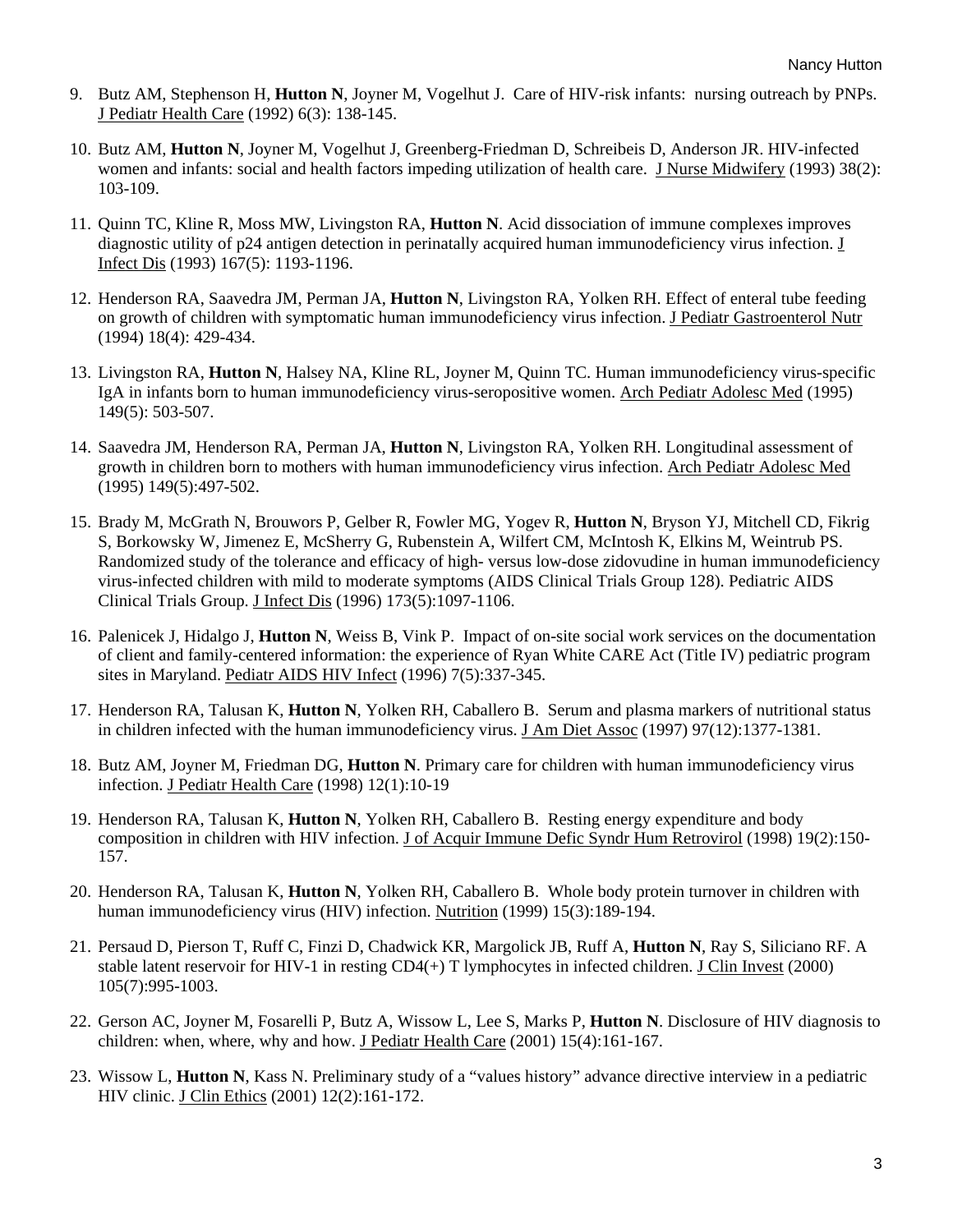9. Butz AM, Stephenson H, **Hutton N**, Joyner M, Vogelhut J. Care of HIV-risk infants: nursing outreach by PNPs. J Pediatr Health Care (1992) 6(3): 138-145.

10. Butz AM, **Hutton N**, Joyner M, Vogelhut J, Greenberg-Friedman D, Schreibeis D, Anderson JR. HIV-infected women and infants: social and health factors impeding utilization of health care. J Nurse Midwifery (1993) 38(2): 103-109.

11. Quinn TC, Kline R, Moss MW, Livingston RA, **Hutton N**. Acid dissociation of immune complexes improves diagnostic utility of p24 antigen detection in perinatally acquired human immunodeficiency virus infection. J Infect Dis (1993) 167(5): 1193-1196.

12. Henderson RA, Saavedra JM, Perman JA, **Hutton N**, Livingston RA, Yolken RH. Effect of enteral tube feeding on growth of children with symptomatic human immunodeficiency virus infection. J Pediatr Gastroenterol Nutr (1994) 18(4): 429-434.

13. Livingston RA, **Hutton N**, Halsey NA, Kline RL, Joyner M, Quinn TC. Human immunodeficiency virus-specific IgA in infants born to human immunodeficiency virus-seropositive women. Arch Pediatr Adolesc Med (1995) 149(5): 503-507.

14. Saavedra JM, Henderson RA, Perman JA, **Hutton N**, Livingston RA, Yolken RH. Longitudinal assessment of growth in children born to mothers with human immunodeficiency virus infection. Arch Pediatr Adolesc Med (1995) 149(5):497-502.

15. Brady M, McGrath N, Brouwors P, Gelber R, Fowler MG, Yogev R, **Hutton N**, Bryson YJ, Mitchell CD, Fikrig S, Borkowsky W, Jimenez E, McSherry G, Rubenstein A, Wilfert CM, McIntosh K, Elkins M, Weintrub PS. Randomized study of the tolerance and efficacy of high- versus low-dose zidovudine in human immunodeficiency virus-infected children with mild to moderate symptoms (AIDS Clinical Trials Group 128). Pediatric AIDS Clinical Trials Group. J Infect Dis (1996) 173(5):1097-1106.

16. Palenicek J, Hidalgo J, **Hutton N**, Weiss B, Vink P. Impact of on-site social work services on the documentation of client and family-centered information: the experience of Ryan White CARE Act (Title IV) pediatric program sites in Maryland. Pediatr AIDS HIV Infect (1996) 7(5):337-345.

17. Henderson RA, Talusan K, **Hutton N**, Yolken RH, Caballero B. Serum and plasma markers of nutritional status in children infected with the human immunodeficiency virus. J Am Diet Assoc (1997) 97(12):1377-1381.

18. Butz AM, Joyner M, Friedman DG, **Hutton N**. Primary care for children with human immunodeficiency virus infection. J Pediatr Health Care (1998) 12(1):10-19

19. Henderson RA, Talusan K, **Hutton N**, Yolken RH, Caballero B. Resting energy expenditure and body composition in children with HIV infection. J of Acquir Immune Defic Syndr Hum Retrovirol (1998) 19(2):150-157.

20. Henderson RA, Talusan K, **Hutton N**, Yolken RH, Caballero B. Whole body protein turnover in children with human immunodeficiency virus (HIV) infection. Nutrition (1999) 15(3):189-194.

21. Persaud D, Pierson T, Ruff C, Finzi D, Chadwick KR, Margolick JB, Ruff A, **Hutton N**, Ray S, Siliciano RF. A stable latent reservoir for HIV-1 in resting CD4(+) T lymphocytes in infected children. J Clin Invest (2000) 105(7):995-1003.

22. Gerson AC, Joyner M, Fosarelli P, Butz A, Wissow L, Lee S, Marks P, **Hutton N**. Disclosure of HIV diagnosis to children: when, where, why and how. J Pediatr Health Care (2001) 15(4):161-167.

23. Wissow L, **Hutton N**, Kass N. Preliminary study of a "values history" advance directive interview in a pediatric HIV clinic. J Clin Ethics (2001) 12(2):161-172.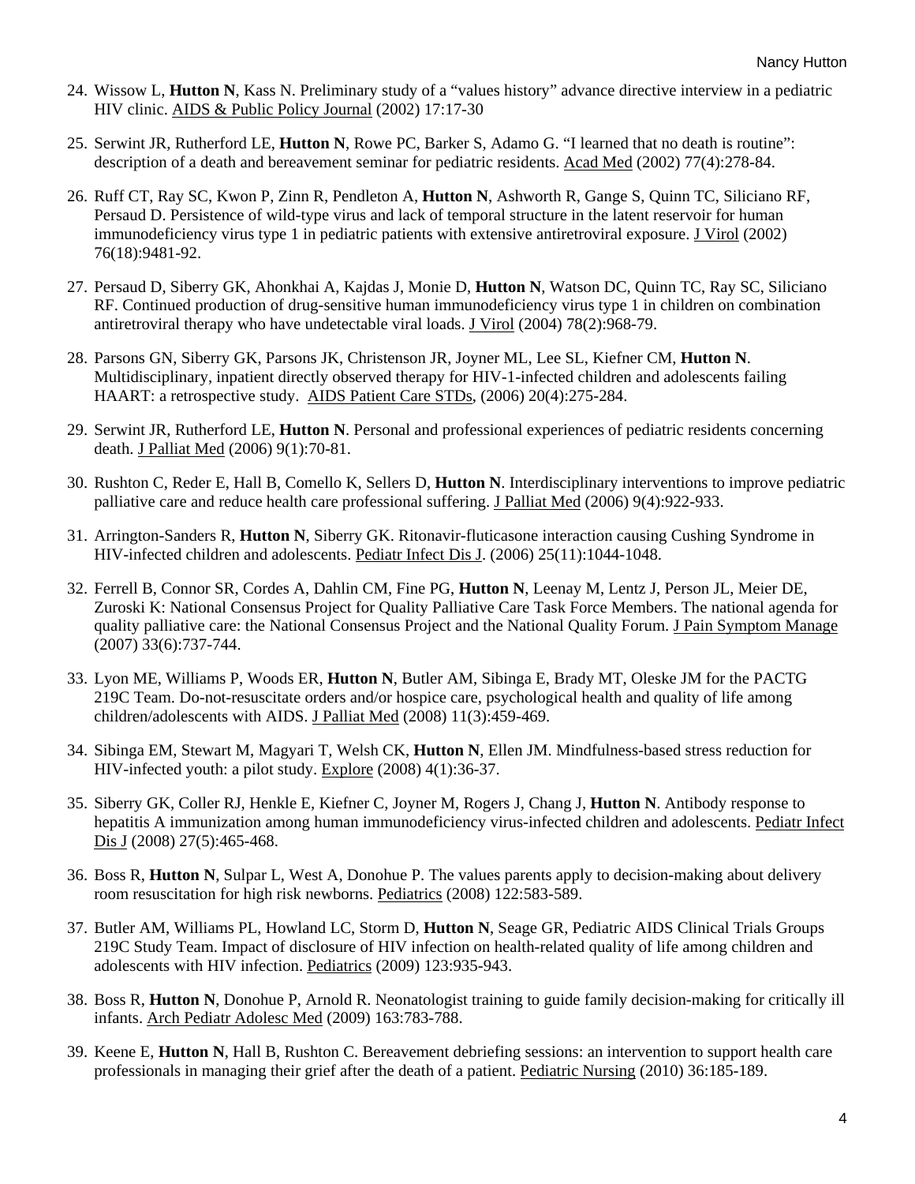24. Wissow L, **Hutton N**, Kass N. Preliminary study of a "values history" advance directive interview in a pediatric HIV clinic. AIDS & Public Policy Journal (2002) 17:17-30

25. Serwint JR, Rutherford LE, **Hutton N**, Rowe PC, Barker S, Adamo G. "I learned that no death is routine": description of a death and bereavement seminar for pediatric residents. Acad Med (2002) 77(4):278-84.

26. Ruff CT, Ray SC, Kwon P, Zinn R, Pendleton A, **Hutton N**, Ashworth R, Gange S, Quinn TC, Siliciano RF, Persaud D. Persistence of wild-type virus and lack of temporal structure in the latent reservoir for human immunodeficiency virus type 1 in pediatric patients with extensive antiretroviral exposure. J Virol (2002) 76(18):9481-92.

27. Persaud D, Siberry GK, Ahonkhai A, Kajdas J, Monie D, **Hutton N**, Watson DC, Quinn TC, Ray SC, Siliciano RF. Continued production of drug-sensitive human immunodeficiency virus type 1 in children on combination antiretroviral therapy who have undetectable viral loads. J Virol (2004) 78(2):968-79.

28. Parsons GN, Siberry GK, Parsons JK, Christenson JR, Joyner ML, Lee SL, Kiefner CM, **Hutton N**. Multidisciplinary, inpatient directly observed therapy for HIV-1-infected children and adolescents failing HAART: a retrospective study. AIDS Patient Care STDs, (2006) 20(4):275-284.

29. Serwint JR, Rutherford LE, **Hutton N**. Personal and professional experiences of pediatric residents concerning death. J Palliat Med (2006) 9(1):70-81.

30. Rushton C, Reder E, Hall B, Comello K, Sellers D, **Hutton N**. Interdisciplinary interventions to improve pediatric palliative care and reduce health care professional suffering. J Palliat Med (2006) 9(4):922-933.

31. Arrington-Sanders R, **Hutton N**, Siberry GK. Ritonavir-fluticasone interaction causing Cushing Syndrome in HIV-infected children and adolescents. Pediatr Infect Dis J. (2006) 25(11):1044-1048.

32. Ferrell B, Connor SR, Cordes A, Dahlin CM, Fine PG, **Hutton N**, Leenay M, Lentz J, Person JL, Meier DE, Zuroski K: National Consensus Project for Quality Palliative Care Task Force Members. The national agenda for quality palliative care: the National Consensus Project and the National Quality Forum. J Pain Symptom Manage (2007) 33(6):737-744.

33. Lyon ME, Williams P, Woods ER, **Hutton N**, Butler AM, Sibinga E, Brady MT, Oleske JM for the PACTG 219C Team. Do-not-resuscitate orders and/or hospice care, psychological health and quality of life among children/adolescents with AIDS. J Palliat Med (2008) 11(3):459-469.

34. Sibinga EM, Stewart M, Magyari T, Welsh CK, **Hutton N**, Ellen JM. Mindfulness-based stress reduction for HIV-infected youth: a pilot study. Explore (2008) 4(1):36-37.

35. Siberry GK, Coller RJ, Henkle E, Kiefner C, Joyner M, Rogers J, Chang J, **Hutton N**. Antibody response to hepatitis A immunization among human immunodeficiency virus-infected children and adolescents. Pediatr Infect Dis J (2008) 27(5):465-468.

36. Boss R, **Hutton N**, Sulpar L, West A, Donohue P. The values parents apply to decision-making about delivery room resuscitation for high risk newborns. Pediatrics (2008) 122:583-589.

37. Butler AM, Williams PL, Howland LC, Storm D, **Hutton N**, Seage GR, Pediatric AIDS Clinical Trials Groups 219C Study Team. Impact of disclosure of HIV infection on health-related quality of life among children and adolescents with HIV infection. Pediatrics (2009) 123:935-943.

38. Boss R, **Hutton N**, Donohue P, Arnold R. Neonatologist training to guide family decision-making for critically ill infants. Arch Pediatr Adolesc Med (2009) 163:783-788.

39. Keene E, **Hutton N**, Hall B, Rushton C. Bereavement debriefing sessions: an intervention to support health care professionals in managing their grief after the death of a patient. Pediatric Nursing (2010) 36:185-189.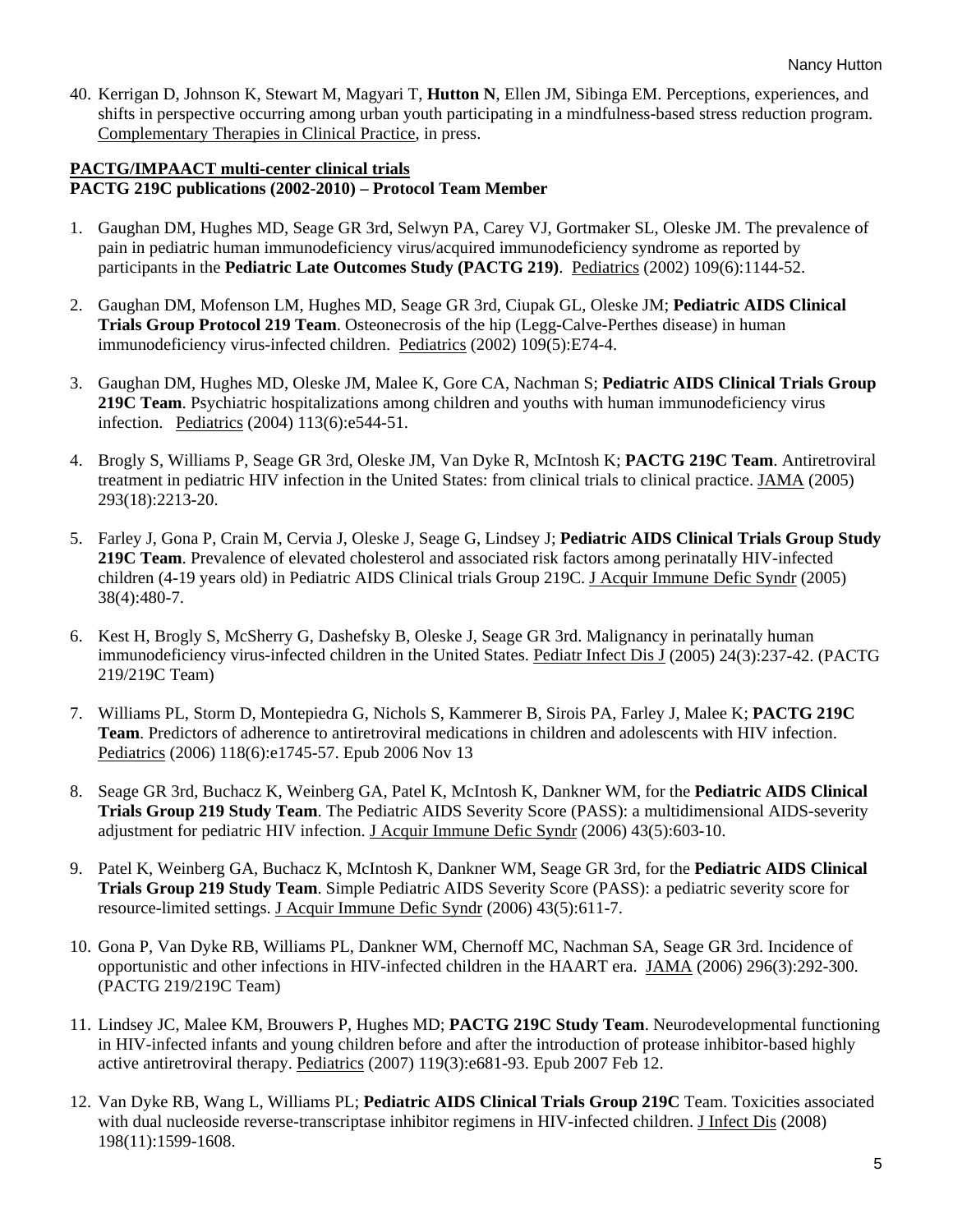40. Kerrigan D, Johnson K, Stewart M, Magyari T, **Hutton N**, Ellen JM, Sibinga EM. Perceptions, experiences, and shifts in perspective occurring among urban youth participating in a mindfulness-based stress reduction program. Complementary Therapies in Clinical Practice, in press.

**PACTG/IMPAACT multi-center clinical trials**
**PACTG 219C publications (2002-2010) – Protocol Team Member**

1. Gaughan DM, Hughes MD, Seage GR 3rd, Selwyn PA, Carey VJ, Gortmaker SL, Oleske JM. The prevalence of pain in pediatric human immunodeficiency virus/acquired immunodeficiency syndrome as reported by participants in the **Pediatric Late Outcomes Study (PACTG 219)**. Pediatrics (2002) 109(6):1144-52.

2. Gaughan DM, Mofenson LM, Hughes MD, Seage GR 3rd, Ciupak GL, Oleske JM; **Pediatric AIDS Clinical Trials Group Protocol 219 Team**. Osteonecrosis of the hip (Legg-Calve-Perthes disease) in human immunodeficiency virus-infected children. Pediatrics (2002) 109(5):E74-4.

3. Gaughan DM, Hughes MD, Oleske JM, Malee K, Gore CA, Nachman S; **Pediatric AIDS Clinical Trials Group 219C Team**. Psychiatric hospitalizations among children and youths with human immunodeficiency virus infection. Pediatrics (2004) 113(6):e544-51.

4. Brogly S, Williams P, Seage GR 3rd, Oleske JM, Van Dyke R, McIntosh K; **PACTG 219C Team**. Antiretroviral treatment in pediatric HIV infection in the United States: from clinical trials to clinical practice. JAMA (2005) 293(18):2213-20.

5. Farley J, Gona P, Crain M, Cervia J, Oleske J, Seage G, Lindsey J; **Pediatric AIDS Clinical Trials Group Study 219C Team**. Prevalence of elevated cholesterol and associated risk factors among perinatally HIV-infected children (4-19 years old) in Pediatric AIDS Clinical trials Group 219C. J Acquir Immune Defic Syndr (2005) 38(4):480-7.

6. Kest H, Brogly S, McSherry G, Dashefsky B, Oleske J, Seage GR 3rd. Malignancy in perinatally human immunodeficiency virus-infected children in the United States. Pediatr Infect Dis J (2005) 24(3):237-42. (PACTG 219/219C Team)

7. Williams PL, Storm D, Montepiedra G, Nichols S, Kammerer B, Sirois PA, Farley J, Malee K; **PACTG 219C Team**. Predictors of adherence to antiretroviral medications in children and adolescents with HIV infection. Pediatrics (2006) 118(6):e1745-57. Epub 2006 Nov 13

8. Seage GR 3rd, Buchacz K, Weinberg GA, Patel K, McIntosh K, Dankner WM, for the **Pediatric AIDS Clinical Trials Group 219 Study Team**. The Pediatric AIDS Severity Score (PASS): a multidimensional AIDS-severity adjustment for pediatric HIV infection. J Acquir Immune Defic Syndr (2006) 43(5):603-10.

9. Patel K, Weinberg GA, Buchacz K, McIntosh K, Dankner WM, Seage GR 3rd, for the **Pediatric AIDS Clinical Trials Group 219 Study Team**. Simple Pediatric AIDS Severity Score (PASS): a pediatric severity score for resource-limited settings. J Acquir Immune Defic Syndr (2006) 43(5):611-7.

10. Gona P, Van Dyke RB, Williams PL, Dankner WM, Chernoff MC, Nachman SA, Seage GR 3rd. Incidence of opportunistic and other infections in HIV-infected children in the HAART era. JAMA (2006) 296(3):292-300. (PACTG 219/219C Team)

11. Lindsey JC, Malee KM, Brouwers P, Hughes MD; **PACTG 219C Study Team**. Neurodevelopmental functioning in HIV-infected infants and young children before and after the introduction of protease inhibitor-based highly active antiretroviral therapy. Pediatrics (2007) 119(3):e681-93. Epub 2007 Feb 12.

12. Van Dyke RB, Wang L, Williams PL; **Pediatric AIDS Clinical Trials Group 219C** Team. Toxicities associated with dual nucleoside reverse-transcriptase inhibitor regimens in HIV-infected children. J Infect Dis (2008) 198(11):1599-1608.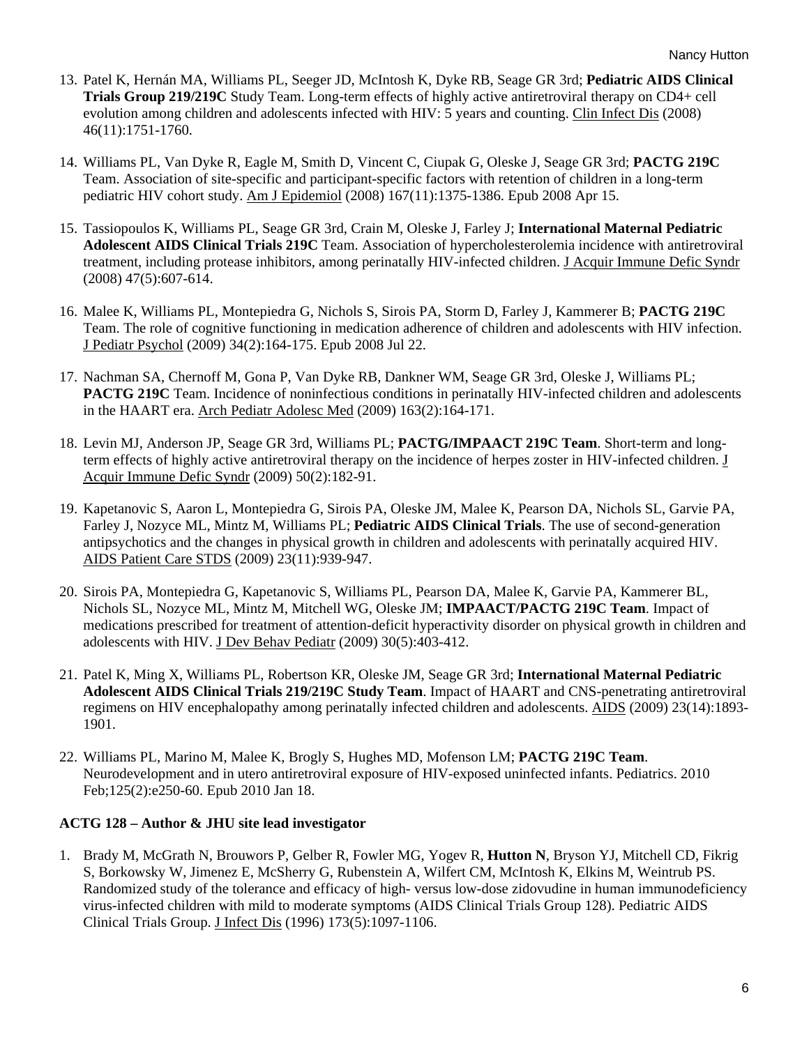13. Patel K, Hernán MA, Williams PL, Seeger JD, McIntosh K, Dyke RB, Seage GR 3rd; **Pediatric AIDS Clinical Trials Group 219/219C** Study Team. Long-term effects of highly active antiretroviral therapy on CD4+ cell evolution among children and adolescents infected with HIV: 5 years and counting. Clin Infect Dis (2008) 46(11):1751-1760.

14. Williams PL, Van Dyke R, Eagle M, Smith D, Vincent C, Ciupak G, Oleske J, Seage GR 3rd; **PACTG 219C** Team. Association of site-specific and participant-specific factors with retention of children in a long-term pediatric HIV cohort study. Am J Epidemiol (2008) 167(11):1375-1386. Epub 2008 Apr 15.

15. Tassiopoulos K, Williams PL, Seage GR 3rd, Crain M, Oleske J, Farley J; **International Maternal Pediatric Adolescent AIDS Clinical Trials 219C** Team. Association of hypercholesterolemia incidence with antiretroviral treatment, including protease inhibitors, among perinatally HIV-infected children. J Acquir Immune Defic Syndr (2008) 47(5):607-614.

16. Malee K, Williams PL, Montepiedra G, Nichols S, Sirois PA, Storm D, Farley J, Kammerer B; **PACTG 219C** Team. The role of cognitive functioning in medication adherence of children and adolescents with HIV infection. J Pediatr Psychol (2009) 34(2):164-175. Epub 2008 Jul 22.

17. Nachman SA, Chernoff M, Gona P, Van Dyke RB, Dankner WM, Seage GR 3rd, Oleske J, Williams PL; **PACTG 219C** Team. Incidence of noninfectious conditions in perinatally HIV-infected children and adolescents in the HAART era. Arch Pediatr Adolesc Med (2009) 163(2):164-171.

18. Levin MJ, Anderson JP, Seage GR 3rd, Williams PL; **PACTG/IMPAACT 219C Team**. Short-term and long-term effects of highly active antiretroviral therapy on the incidence of herpes zoster in HIV-infected children. J Acquir Immune Defic Syndr (2009) 50(2):182-91.

19. Kapetanovic S, Aaron L, Montepiedra G, Sirois PA, Oleske JM, Malee K, Pearson DA, Nichols SL, Garvie PA, Farley J, Nozyce ML, Mintz M, Williams PL; **Pediatric AIDS Clinical Trials**. The use of second-generation antipsychotics and the changes in physical growth in children and adolescents with perinatally acquired HIV. AIDS Patient Care STDS (2009) 23(11):939-947.

20. Sirois PA, Montepiedra G, Kapetanovic S, Williams PL, Pearson DA, Malee K, Garvie PA, Kammerer BL, Nichols SL, Nozyce ML, Mintz M, Mitchell WG, Oleske JM; **IMPAACT/PACTG 219C Team**. Impact of medications prescribed for treatment of attention-deficit hyperactivity disorder on physical growth in children and adolescents with HIV. J Dev Behav Pediatr (2009) 30(5):403-412.

21. Patel K, Ming X, Williams PL, Robertson KR, Oleske JM, Seage GR 3rd; **International Maternal Pediatric Adolescent AIDS Clinical Trials 219/219C Study Team**. Impact of HAART and CNS-penetrating antiretroviral regimens on HIV encephalopathy among perinatally infected children and adolescents. AIDS (2009) 23(14):1893-1901.

22. Williams PL, Marino M, Malee K, Brogly S, Hughes MD, Mofenson LM; **PACTG 219C Team**. Neurodevelopment and in utero antiretroviral exposure of HIV-exposed uninfected infants. Pediatrics. 2010 Feb;125(2):e250-60. Epub 2010 Jan 18.

**ACTG 128 – Author & JHU site lead investigator**

1. Brady M, McGrath N, Brouwors P, Gelber R, Fowler MG, Yogev R, **Hutton N**, Bryson YJ, Mitchell CD, Fikrig S, Borkowsky W, Jimenez E, McSherry G, Rubenstein A, Wilfert CM, McIntosh K, Elkins M, Weintrub PS. Randomized study of the tolerance and efficacy of high- versus low-dose zidovudine in human immunodeficiency virus-infected children with mild to moderate symptoms (AIDS Clinical Trials Group 128). Pediatric AIDS Clinical Trials Group. J Infect Dis (1996) 173(5):1097-1106.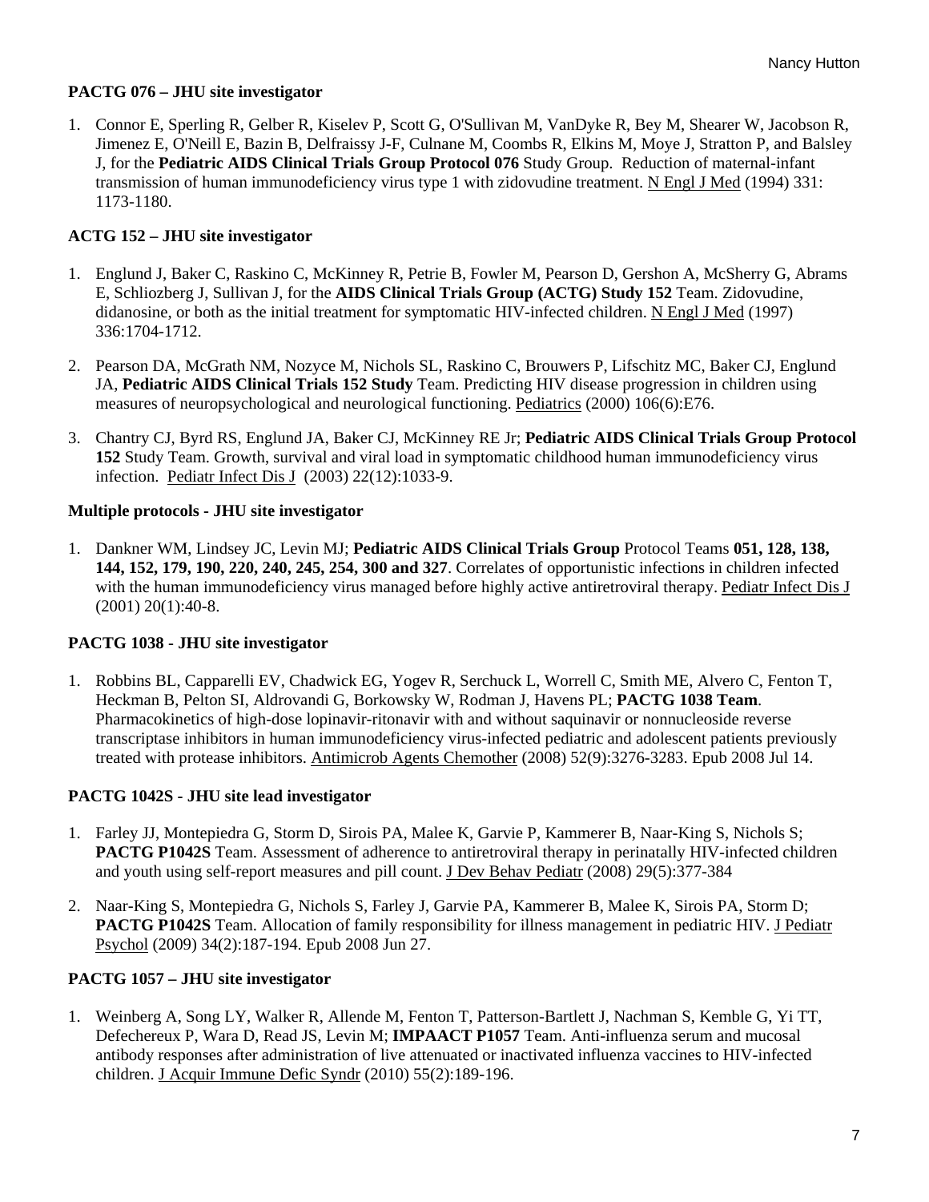**PACTG 076 – JHU site investigator**

1. Connor E, Sperling R, Gelber R, Kiselev P, Scott G, O'Sullivan M, VanDyke R, Bey M, Shearer W, Jacobson R, Jimenez E, O'Neill E, Bazin B, Delfraissy J-F, Culnane M, Coombs R, Elkins M, Moye J, Stratton P, and Balsley J, for the **Pediatric AIDS Clinical Trials Group Protocol 076** Study Group. Reduction of maternal-infant transmission of human immunodeficiency virus type 1 with zidovudine treatment. N Engl J Med (1994) 331: 1173-1180.

**ACTG 152 – JHU site investigator**

1. Englund J, Baker C, Raskino C, McKinney R, Petrie B, Fowler M, Pearson D, Gershon A, McSherry G, Abrams E, Schliozberg J, Sullivan J, for the **AIDS Clinical Trials Group (ACTG) Study 152** Team. Zidovudine, didanosine, or both as the initial treatment for symptomatic HIV-infected children. N Engl J Med (1997) 336:1704-1712.

2. Pearson DA, McGrath NM, Nozyce M, Nichols SL, Raskino C, Brouwers P, Lifschitz MC, Baker CJ, Englund JA, **Pediatric AIDS Clinical Trials 152 Study** Team. Predicting HIV disease progression in children using measures of neuropsychological and neurological functioning. Pediatrics (2000) 106(6):E76.

3. Chantry CJ, Byrd RS, Englund JA, Baker CJ, McKinney RE Jr; **Pediatric AIDS Clinical Trials Group Protocol 152** Study Team. Growth, survival and viral load in symptomatic childhood human immunodeficiency virus infection. Pediatr Infect Dis J (2003) 22(12):1033-9.

**Multiple protocols - JHU site investigator**

1. Dankner WM, Lindsey JC, Levin MJ; **Pediatric AIDS Clinical Trials Group** Protocol Teams **051, 128, 138, 144, 152, 179, 190, 220, 240, 245, 254, 300 and 327**. Correlates of opportunistic infections in children infected with the human immunodeficiency virus managed before highly active antiretroviral therapy. Pediatr Infect Dis J (2001) 20(1):40-8.

**PACTG 1038 - JHU site investigator**

1. Robbins BL, Capparelli EV, Chadwick EG, Yogev R, Serchuck L, Worrell C, Smith ME, Alvero C, Fenton T, Heckman B, Pelton SI, Aldrovandi G, Borkowsky W, Rodman J, Havens PL; **PACTG 1038 Team**. Pharmacokinetics of high-dose lopinavir-ritonavir with and without saquinavir or nonnucleoside reverse transcriptase inhibitors in human immunodeficiency virus-infected pediatric and adolescent patients previously treated with protease inhibitors. Antimicrob Agents Chemother (2008) 52(9):3276-3283. Epub 2008 Jul 14.

**PACTG 1042S - JHU site lead investigator**

1. Farley JJ, Montepiedra G, Storm D, Sirois PA, Malee K, Garvie P, Kammerer B, Naar-King S, Nichols S; **PACTG P1042S** Team. Assessment of adherence to antiretroviral therapy in perinatally HIV-infected children and youth using self-report measures and pill count. J Dev Behav Pediatr (2008) 29(5):377-384

2. Naar-King S, Montepiedra G, Nichols S, Farley J, Garvie PA, Kammerer B, Malee K, Sirois PA, Storm D; **PACTG P1042S** Team. Allocation of family responsibility for illness management in pediatric HIV. J Pediatr Psychol (2009) 34(2):187-194. Epub 2008 Jun 27.

**PACTG 1057 – JHU site investigator**

1. Weinberg A, Song LY, Walker R, Allende M, Fenton T, Patterson-Bartlett J, Nachman S, Kemble G, Yi TT, Defechereux P, Wara D, Read JS, Levin M; **IMPAACT P1057** Team. Anti-influenza serum and mucosal antibody responses after administration of live attenuated or inactivated influenza vaccines to HIV-infected children. J Acquir Immune Defic Syndr (2010) 55(2):189-196.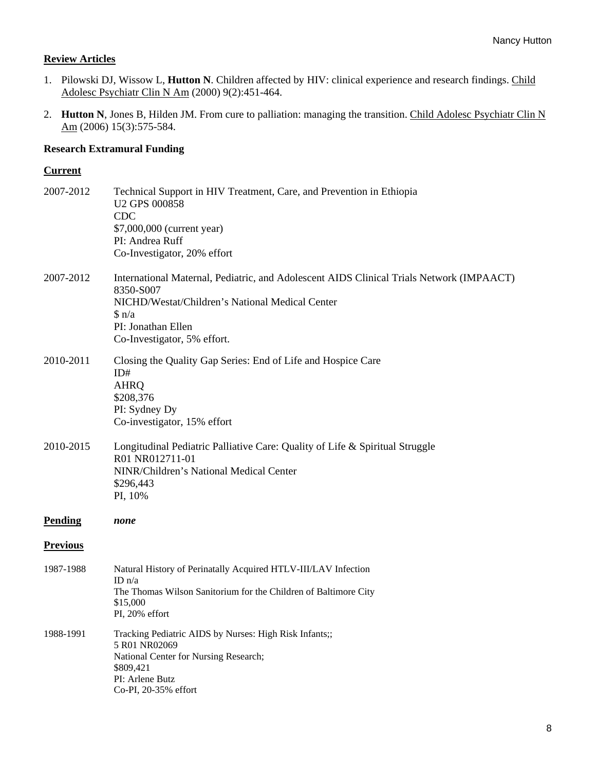## Review Articles

1. Pilowski DJ, Wissow L, **Hutton N**. Children affected by HIV: clinical experience and research findings. Child Adolesc Psychiatr Clin N Am (2000) 9(2):451-464.

2. **Hutton N**, Jones B, Hilden JM. From cure to palliation: managing the transition. Child Adolesc Psychiatr Clin N Am (2006) 15(3):575-584.

### Research Extramural Funding

#### Current

2007-2012
Technical Support in HIV Treatment, Care, and Prevention in Ethiopia
U2 GPS 000858
CDC
$7,000,000 (current year)
PI: Andrea Ruff
Co-Investigator, 20% effort

2007-2012
International Maternal, Pediatric, and Adolescent AIDS Clinical Trials Network (IMPAACT)
8350-S007
NICHD/Westat/Children's National Medical Center
$ n/a
PI: Jonathan Ellen
Co-Investigator, 5% effort.

2010-2011
Closing the Quality Gap Series: End of Life and Hospice Care
ID#
AHRQ
$208,376
PI: Sydney Dy
Co-investigator, 15% effort

2010-2015
Longitudinal Pediatric Palliative Care: Quality of Life & Spiritual Struggle
R01 NR012711-01
NINR/Children's National Medical Center
$296,443
PI, 10%

#### Pending

*none*

#### Previous

1987-1988
Natural History of Perinatally Acquired HTLV-III/LAV Infection
ID n/a
The Thomas Wilson Sanitorium for the Children of Baltimore City
$15,000
PI, 20% effort

1988-1991
Tracking Pediatric AIDS by Nurses: High Risk Infants;;
5 R01 NR02069
National Center for Nursing Research;
$809,421
PI: Arlene Butz
Co-PI, 20-35% effort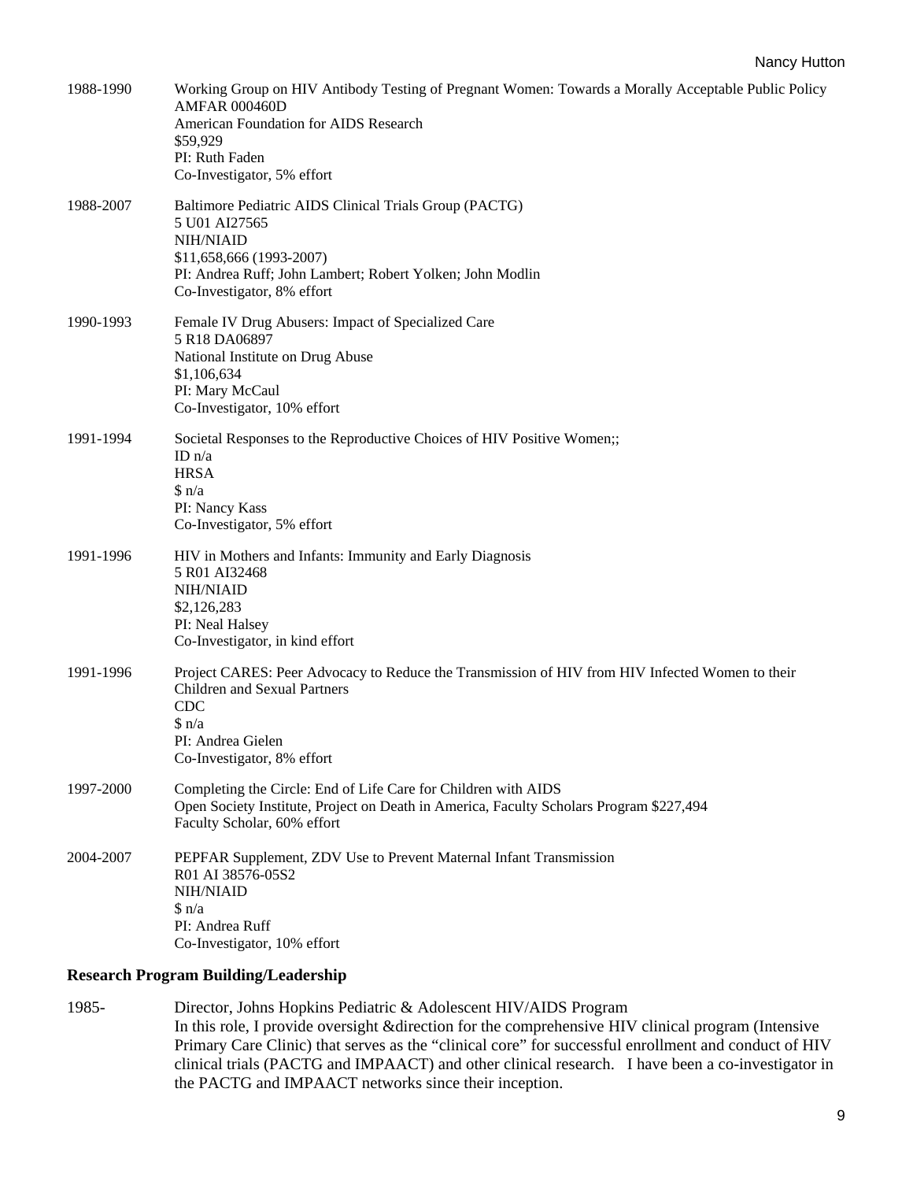1988-1990 Working Group on HIV Antibody Testing of Pregnant Women: Towards a Morally Acceptable Public Policy
AMFAR 000460D
American Foundation for AIDS Research
$59,929
PI: Ruth Faden
Co-Investigator, 5% effort

1988-2007 Baltimore Pediatric AIDS Clinical Trials Group (PACTG)
5 U01 AI27565
NIH/NIAID
$11,658,666 (1993-2007)
PI: Andrea Ruff; John Lambert; Robert Yolken; John Modlin
Co-Investigator, 8% effort

1990-1993 Female IV Drug Abusers: Impact of Specialized Care
5 R18 DA06897
National Institute on Drug Abuse
$1,106,634
PI: Mary McCaul
Co-Investigator, 10% effort

1991-1994 Societal Responses to the Reproductive Choices of HIV Positive Women;;
ID n/a
HRSA
$ n/a
PI: Nancy Kass
Co-Investigator, 5% effort

1991-1996 HIV in Mothers and Infants: Immunity and Early Diagnosis
5 R01 AI32468
NIH/NIAID
$2,126,283
PI: Neal Halsey
Co-Investigator, in kind effort

1991-1996 Project CARES: Peer Advocacy to Reduce the Transmission of HIV from HIV Infected Women to their Children and Sexual Partners
CDC
$ n/a
PI: Andrea Gielen
Co-Investigator, 8% effort

1997-2000 Completing the Circle: End of Life Care for Children with AIDS
Open Society Institute, Project on Death in America, Faculty Scholars Program $227,494
Faculty Scholar, 60% effort

2004-2007 PEPFAR Supplement, ZDV Use to Prevent Maternal Infant Transmission
R01 AI 38576-05S2
NIH/NIAID
$ n/a
PI: Andrea Ruff
Co-Investigator, 10% effort

**Research Program Building/Leadership**

1985- Director, Johns Hopkins Pediatric & Adolescent HIV/AIDS Program
In this role, I provide oversight &direction for the comprehensive HIV clinical program (Intensive Primary Care Clinic) that serves as the "clinical core" for successful enrollment and conduct of HIV clinical trials (PACTG and IMPAACT) and other clinical research. I have been a co-investigator in the PACTG and IMPAACT networks since their inception.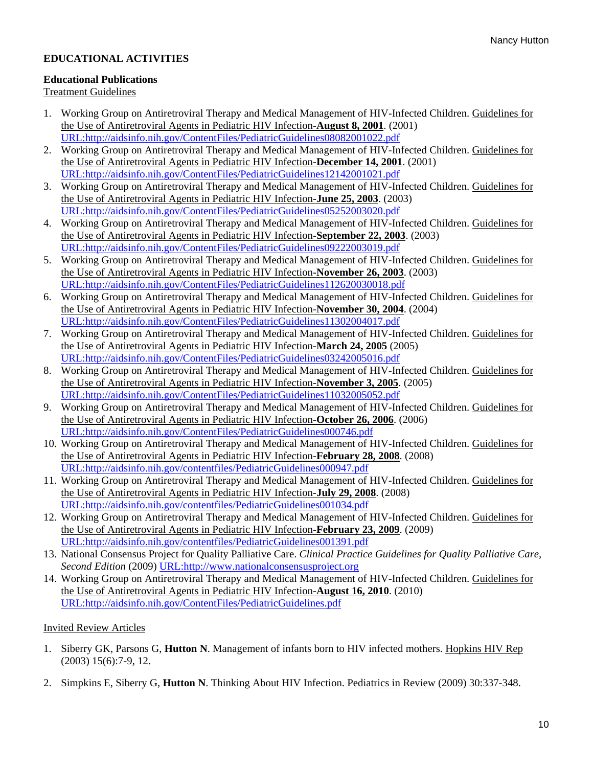## EDUCATIONAL ACTIVITIES

### Educational Publications

Treatment Guidelines

1. Working Group on Antiretroviral Therapy and Medical Management of HIV-Infected Children. Guidelines for the Use of Antiretroviral Agents in Pediatric HIV Infection-**August 8, 2001**. (2001) URL:http://aidsinfo.nih.gov/ContentFiles/PediatricGuidelines08082001022.pdf
2. Working Group on Antiretroviral Therapy and Medical Management of HIV-Infected Children. Guidelines for the Use of Antiretroviral Agents in Pediatric HIV Infection-**December 14, 2001**. (2001) URL:http://aidsinfo.nih.gov/ContentFiles/PediatricGuidelines12142001021.pdf
3. Working Group on Antiretroviral Therapy and Medical Management of HIV-Infected Children. Guidelines for the Use of Antiretroviral Agents in Pediatric HIV Infection-**June 25, 2003**. (2003) URL:http://aidsinfo.nih.gov/ContentFiles/PediatricGuidelines05252003020.pdf
4. Working Group on Antiretroviral Therapy and Medical Management of HIV-Infected Children. Guidelines for the Use of Antiretroviral Agents in Pediatric HIV Infection-**September 22, 2003**. (2003) URL:http://aidsinfo.nih.gov/ContentFiles/PediatricGuidelines09222003019.pdf
5. Working Group on Antiretroviral Therapy and Medical Management of HIV-Infected Children. Guidelines for the Use of Antiretroviral Agents in Pediatric HIV Infection-**November 26, 2003**. (2003) URL:http://aidsinfo.nih.gov/ContentFiles/PediatricGuidelines112620030018.pdf
6. Working Group on Antiretroviral Therapy and Medical Management of HIV-Infected Children. Guidelines for the Use of Antiretroviral Agents in Pediatric HIV Infection-**November 30, 2004**. (2004) URL:http://aidsinfo.nih.gov/ContentFiles/PediatricGuidelines11302004017.pdf
7. Working Group on Antiretroviral Therapy and Medical Management of HIV-Infected Children. Guidelines for the Use of Antiretroviral Agents in Pediatric HIV Infection-**March 24, 2005** (2005) URL:http://aidsinfo.nih.gov/ContentFiles/PediatricGuidelines03242005016.pdf
8. Working Group on Antiretroviral Therapy and Medical Management of HIV-Infected Children. Guidelines for the Use of Antiretroviral Agents in Pediatric HIV Infection-**November 3, 2005**. (2005) URL:http://aidsinfo.nih.gov/ContentFiles/PediatricGuidelines11032005052.pdf
9. Working Group on Antiretroviral Therapy and Medical Management of HIV-Infected Children. Guidelines for the Use of Antiretroviral Agents in Pediatric HIV Infection-**October 26, 2006**. (2006) URL:http://aidsinfo.nih.gov/ContentFiles/PediatricGuidelines000746.pdf
10. Working Group on Antiretroviral Therapy and Medical Management of HIV-Infected Children. Guidelines for the Use of Antiretroviral Agents in Pediatric HIV Infection-**February 28, 2008**. (2008) URL:http://aidsinfo.nih.gov/contentfiles/PediatricGuidelines000947.pdf
11. Working Group on Antiretroviral Therapy and Medical Management of HIV-Infected Children. Guidelines for the Use of Antiretroviral Agents in Pediatric HIV Infection-**July 29, 2008**. (2008) URL:http://aidsinfo.nih.gov/contentfiles/PediatricGuidelines001034.pdf
12. Working Group on Antiretroviral Therapy and Medical Management of HIV-Infected Children. Guidelines for the Use of Antiretroviral Agents in Pediatric HIV Infection-**February 23, 2009**. (2009) URL:http://aidsinfo.nih.gov/contentfiles/PediatricGuidelines001391.pdf
13. National Consensus Project for Quality Palliative Care. *Clinical Practice Guidelines for Quality Palliative Care, Second Edition* (2009) URL:http://www.nationalconsensusproject.org
14. Working Group on Antiretroviral Therapy and Medical Management of HIV-Infected Children. Guidelines for the Use of Antiretroviral Agents in Pediatric HIV Infection-**August 16, 2010**. (2010) URL:http://aidsinfo.nih.gov/ContentFiles/PediatricGuidelines.pdf

Invited Review Articles

1. Siberry GK, Parsons G, **Hutton N**. Management of infants born to HIV infected mothers. Hopkins HIV Rep (2003) 15(6):7-9, 12.

2. Simpkins E, Siberry G, **Hutton N**. Thinking About HIV Infection. Pediatrics in Review (2009) 30:337-348.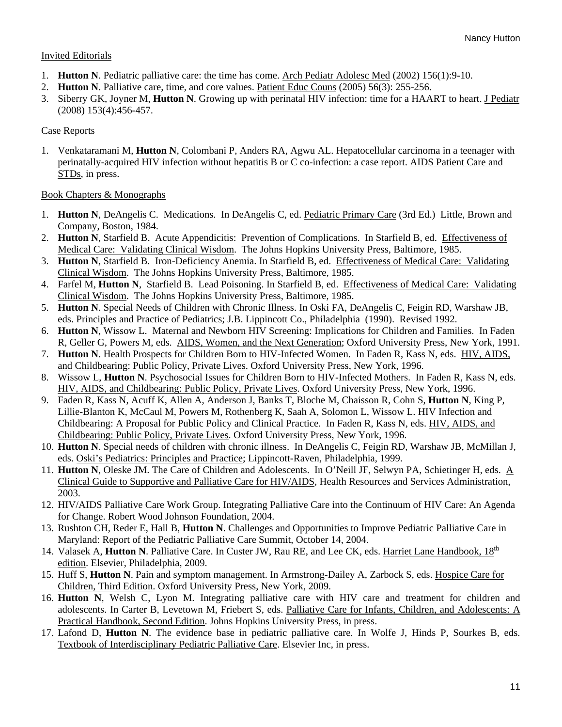Invited Editorials

1. **Hutton N**. Pediatric palliative care: the time has come. Arch Pediatr Adolesc Med (2002) 156(1):9-10.
2. **Hutton N**. Palliative care, time, and core values. Patient Educ Couns (2005) 56(3): 255-256.
3. Siberry GK, Joyner M, **Hutton N**. Growing up with perinatal HIV infection: time for a HAART to heart. J Pediatr (2008) 153(4):456-457.

Case Reports

1. Venkataramani M, **Hutton N**, Colombani P, Anders RA, Agwu AL. Hepatocellular carcinoma in a teenager with perinatally-acquired HIV infection without hepatitis B or C co-infection: a case report. AIDS Patient Care and STDs, in press.

Book Chapters & Monographs

1. **Hutton N**, DeAngelis C. Medications. In DeAngelis C, ed. Pediatric Primary Care (3rd Ed.) Little, Brown and Company, Boston, 1984.
2. **Hutton N**, Starfield B. Acute Appendicitis: Prevention of Complications. In Starfield B, ed. Effectiveness of Medical Care: Validating Clinical Wisdom. The Johns Hopkins University Press, Baltimore, 1985.
3. **Hutton N**, Starfield B. Iron-Deficiency Anemia. In Starfield B, ed. Effectiveness of Medical Care: Validating Clinical Wisdom. The Johns Hopkins University Press, Baltimore, 1985.
4. Farfel M, **Hutton N**, Starfield B. Lead Poisoning. In Starfield B, ed. Effectiveness of Medical Care: Validating Clinical Wisdom. The Johns Hopkins University Press, Baltimore, 1985.
5. **Hutton N**. Special Needs of Children with Chronic Illness. In Oski FA, DeAngelis C, Feigin RD, Warshaw JB, eds. Principles and Practice of Pediatrics; J.B. Lippincott Co., Philadelphia (1990). Revised 1992.
6. **Hutton N**, Wissow L. Maternal and Newborn HIV Screening: Implications for Children and Families. In Faden R, Geller G, Powers M, eds. AIDS, Women, and the Next Generation; Oxford University Press, New York, 1991.
7. **Hutton N**. Health Prospects for Children Born to HIV-Infected Women. In Faden R, Kass N, eds. HIV, AIDS, and Childbearing: Public Policy, Private Lives. Oxford University Press, New York, 1996.
8. Wissow L, **Hutton N**. Psychosocial Issues for Children Born to HIV-Infected Mothers. In Faden R, Kass N, eds. HIV, AIDS, and Childbearing: Public Policy, Private Lives. Oxford University Press, New York, 1996.
9. Faden R, Kass N, Acuff K, Allen A, Anderson J, Banks T, Bloche M, Chaisson R, Cohn S, **Hutton N**, King P, Lillie-Blanton K, McCaul M, Powers M, Rothenberg K, Saah A, Solomon L, Wissow L. HIV Infection and Childbearing: A Proposal for Public Policy and Clinical Practice. In Faden R, Kass N, eds. HIV, AIDS, and Childbearing: Public Policy, Private Lives. Oxford University Press, New York, 1996.
10. **Hutton N**. Special needs of children with chronic illness. In DeAngelis C, Feigin RD, Warshaw JB, McMillan J, eds. Oski's Pediatrics: Principles and Practice; Lippincott-Raven, Philadelphia, 1999.
11. **Hutton N**, Oleske JM. The Care of Children and Adolescents. In O'Neill JF, Selwyn PA, Schietinger H, eds. A Clinical Guide to Supportive and Palliative Care for HIV/AIDS, Health Resources and Services Administration, 2003.
12. HIV/AIDS Palliative Care Work Group. Integrating Palliative Care into the Continuum of HIV Care: An Agenda for Change. Robert Wood Johnson Foundation, 2004.
13. Rushton CH, Reder E, Hall B, **Hutton N**. Challenges and Opportunities to Improve Pediatric Palliative Care in Maryland: Report of the Pediatric Palliative Care Summit, October 14, 2004.
14. Valasek A, **Hutton N**. Palliative Care. In Custer JW, Rau RE, and Lee CK, eds. Harriet Lane Handbook, 18th edition. Elsevier, Philadelphia, 2009.
15. Huff S, **Hutton N**. Pain and symptom management. In Armstrong-Dailey A, Zarbock S, eds. Hospice Care for Children, Third Edition. Oxford University Press, New York, 2009.
16. **Hutton N**, Welsh C, Lyon M. Integrating palliative care with HIV care and treatment for children and adolescents. In Carter B, Levetown M, Friebert S, eds. Palliative Care for Infants, Children, and Adolescents: A Practical Handbook, Second Edition. Johns Hopkins University Press, in press.
17. Lafond D, **Hutton N**. The evidence base in pediatric palliative care. In Wolfe J, Hinds P, Sourkes B, eds. Textbook of Interdisciplinary Pediatric Palliative Care. Elsevier Inc, in press.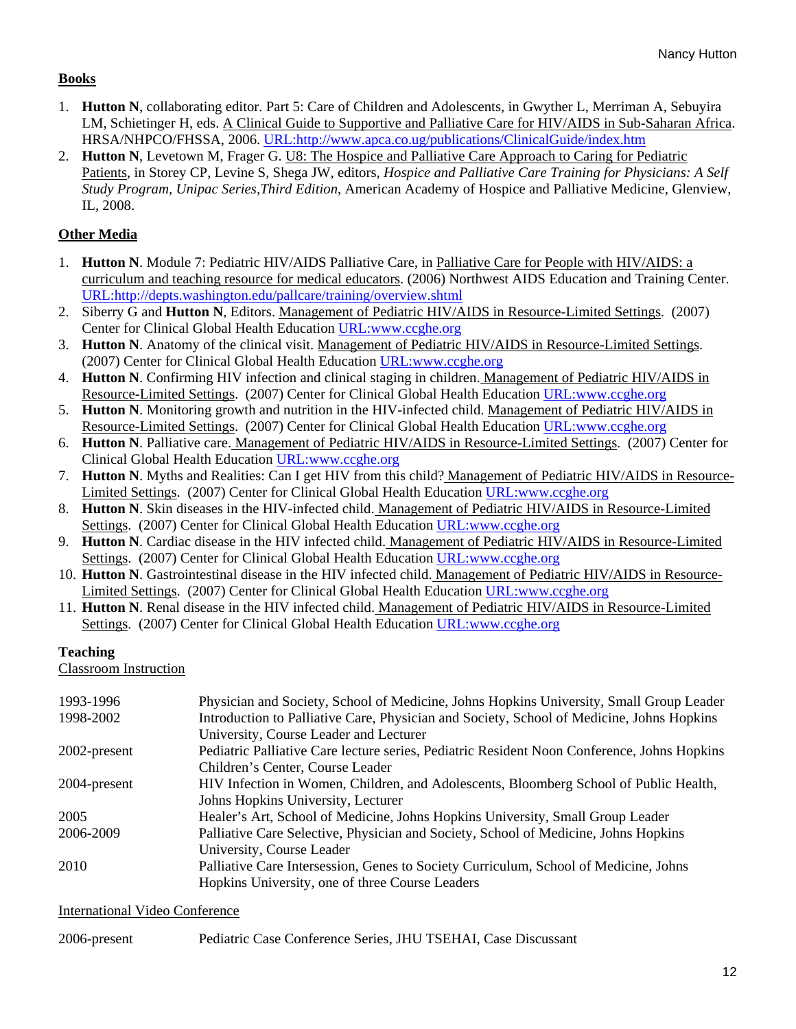## Books

1. **Hutton N**, collaborating editor. Part 5: Care of Children and Adolescents, in Gwyther L, Merriman A, Sebuyira LM, Schietinger H, eds. A Clinical Guide to Supportive and Palliative Care for HIV/AIDS in Sub-Saharan Africa. HRSA/NHPCO/FHSSA, 2006. URL:http://www.apca.co.ug/publications/ClinicalGuide/index.htm
2. **Hutton N**, Levetown M, Frager G. U8: The Hospice and Palliative Care Approach to Caring for Pediatric Patients, in Storey CP, Levine S, Shega JW, editors, *Hospice and Palliative Care Training for Physicians: A Self Study Program, Unipac Series,Third Edition*, American Academy of Hospice and Palliative Medicine, Glenview, IL, 2008.

## Other Media

1. **Hutton N**. Module 7: Pediatric HIV/AIDS Palliative Care, in Palliative Care for People with HIV/AIDS: a curriculum and teaching resource for medical educators. (2006) Northwest AIDS Education and Training Center. URL:http://depts.washington.edu/pallcare/training/overview.shtml
2. Siberry G and **Hutton N**, Editors. Management of Pediatric HIV/AIDS in Resource-Limited Settings. (2007) Center for Clinical Global Health Education URL:www.ccghe.org
3. **Hutton N**. Anatomy of the clinical visit. Management of Pediatric HIV/AIDS in Resource-Limited Settings. (2007) Center for Clinical Global Health Education URL:www.ccghe.org
4. **Hutton N**. Confirming HIV infection and clinical staging in children. Management of Pediatric HIV/AIDS in Resource-Limited Settings. (2007) Center for Clinical Global Health Education URL:www.ccghe.org
5. **Hutton N**. Monitoring growth and nutrition in the HIV-infected child. Management of Pediatric HIV/AIDS in Resource-Limited Settings. (2007) Center for Clinical Global Health Education URL:www.ccghe.org
6. **Hutton N**. Palliative care. Management of Pediatric HIV/AIDS in Resource-Limited Settings. (2007) Center for Clinical Global Health Education URL:www.ccghe.org
7. **Hutton N**. Myths and Realities: Can I get HIV from this child? Management of Pediatric HIV/AIDS in Resource-Limited Settings. (2007) Center for Clinical Global Health Education URL:www.ccghe.org
8. **Hutton N**. Skin diseases in the HIV-infected child. Management of Pediatric HIV/AIDS in Resource-Limited Settings. (2007) Center for Clinical Global Health Education URL:www.ccghe.org
9. **Hutton N**. Cardiac disease in the HIV infected child. Management of Pediatric HIV/AIDS in Resource-Limited Settings. (2007) Center for Clinical Global Health Education URL:www.ccghe.org
10. **Hutton N**. Gastrointestinal disease in the HIV infected child. Management of Pediatric HIV/AIDS in Resource-Limited Settings. (2007) Center for Clinical Global Health Education URL:www.ccghe.org
11. **Hutton N**. Renal disease in the HIV infected child. Management of Pediatric HIV/AIDS in Resource-Limited Settings. (2007) Center for Clinical Global Health Education URL:www.ccghe.org

## Teaching

Classroom Instruction

| | |
|---|---|
| 1993-1996 | Physician and Society, School of Medicine, Johns Hopkins University, Small Group Leader |
| 1998-2002 | Introduction to Palliative Care, Physician and Society, School of Medicine, Johns Hopkins University, Course Leader and Lecturer |
| 2002-present | Pediatric Palliative Care lecture series, Pediatric Resident Noon Conference, Johns Hopkins Children's Center, Course Leader |
| 2004-present | HIV Infection in Women, Children, and Adolescents, Bloomberg School of Public Health, Johns Hopkins University, Lecturer |
| 2005 | Healer's Art, School of Medicine, Johns Hopkins University, Small Group Leader |
| 2006-2009 | Palliative Care Selective, Physician and Society, School of Medicine, Johns Hopkins University, Course Leader |
| 2010 | Palliative Care Intersession, Genes to Society Curriculum, School of Medicine, Johns Hopkins University, one of three Course Leaders |

International Video Conference

| | |
|---|---|
| 2006-present | Pediatric Case Conference Series, JHU TSEHAI, Case Discussant |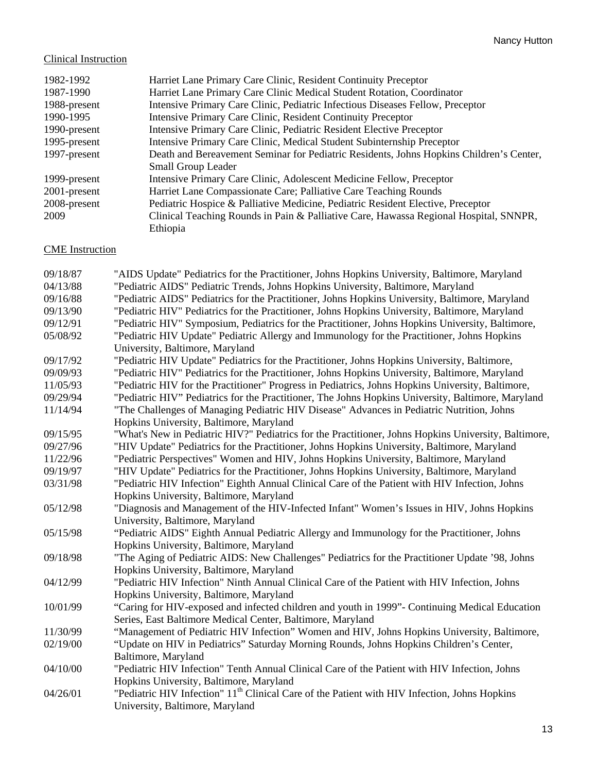Clinical Instruction

| | |
|---|---|
| 1982-1992 | Harriet Lane Primary Care Clinic, Resident Continuity Preceptor |
| 1987-1990 | Harriet Lane Primary Care Clinic Medical Student Rotation, Coordinator |
| 1988-present | Intensive Primary Care Clinic, Pediatric Infectious Diseases Fellow, Preceptor |
| 1990-1995 | Intensive Primary Care Clinic, Resident Continuity Preceptor |
| 1990-present | Intensive Primary Care Clinic, Pediatric Resident Elective Preceptor |
| 1995-present | Intensive Primary Care Clinic, Medical Student Subinternship Preceptor |
| 1997-present | Death and Bereavement Seminar for Pediatric Residents, Johns Hopkins Children's Center, Small Group Leader |
| 1999-present | Intensive Primary Care Clinic, Adolescent Medicine Fellow, Preceptor |
| 2001-present | Harriet Lane Compassionate Care; Palliative Care Teaching Rounds |
| 2008-present | Pediatric Hospice & Palliative Medicine, Pediatric Resident Elective, Preceptor |
| 2009 | Clinical Teaching Rounds in Pain & Palliative Care, Hawassa Regional Hospital, SNNPR, Ethiopia |

CME Instruction

| | |
|---|---|
| 09/18/87 | "AIDS Update" Pediatrics for the Practitioner, Johns Hopkins University, Baltimore, Maryland |
| 04/13/88 | "Pediatric AIDS" Pediatric Trends, Johns Hopkins University, Baltimore, Maryland |
| 09/16/88 | "Pediatric AIDS" Pediatrics for the Practitioner, Johns Hopkins University, Baltimore, Maryland |
| 09/13/90 | "Pediatric HIV" Pediatrics for the Practitioner, Johns Hopkins University, Baltimore, Maryland |
| 09/12/91 | "Pediatric HIV" Symposium, Pediatrics for the Practitioner, Johns Hopkins University, Baltimore, |
| 05/08/92 | "Pediatric HIV Update" Pediatric Allergy and Immunology for the Practitioner, Johns Hopkins University, Baltimore, Maryland |
| 09/17/92 | "Pediatric HIV Update" Pediatrics for the Practitioner, Johns Hopkins University, Baltimore, |
| 09/09/93 | "Pediatric HIV" Pediatrics for the Practitioner, Johns Hopkins University, Baltimore, Maryland |
| 11/05/93 | "Pediatric HIV for the Practitioner" Progress in Pediatrics, Johns Hopkins University, Baltimore, |
| 09/29/94 | "Pediatric HIV" Pediatrics for the Practitioner, The Johns Hopkins University, Baltimore, Maryland |
| 11/14/94 | "The Challenges of Managing Pediatric HIV Disease" Advances in Pediatric Nutrition, Johns Hopkins University, Baltimore, Maryland |
| 09/15/95 | "What's New in Pediatric HIV?" Pediatrics for the Practitioner, Johns Hopkins University, Baltimore, |
| 09/27/96 | "HIV Update" Pediatrics for the Practitioner, Johns Hopkins University, Baltimore, Maryland |
| 11/22/96 | "Pediatric Perspectives" Women and HIV, Johns Hopkins University, Baltimore, Maryland |
| 09/19/97 | "HIV Update" Pediatrics for the Practitioner, Johns Hopkins University, Baltimore, Maryland |
| 03/31/98 | "Pediatric HIV Infection" Eighth Annual Clinical Care of the Patient with HIV Infection, Johns Hopkins University, Baltimore, Maryland |
| 05/12/98 | "Diagnosis and Management of the HIV-Infected Infant" Women's Issues in HIV, Johns Hopkins University, Baltimore, Maryland |
| 05/15/98 | "Pediatric AIDS" Eighth Annual Pediatric Allergy and Immunology for the Practitioner, Johns Hopkins University, Baltimore, Maryland |
| 09/18/98 | "The Aging of Pediatric AIDS: New Challenges" Pediatrics for the Practitioner Update '98, Johns Hopkins University, Baltimore, Maryland |
| 04/12/99 | "Pediatric HIV Infection" Ninth Annual Clinical Care of the Patient with HIV Infection, Johns Hopkins University, Baltimore, Maryland |
| 10/01/99 | "Caring for HIV-exposed and infected children and youth in 1999"- Continuing Medical Education Series, East Baltimore Medical Center, Baltimore, Maryland |
| 11/30/99 | "Management of Pediatric HIV Infection" Women and HIV, Johns Hopkins University, Baltimore, |
| 02/19/00 | "Update on HIV in Pediatrics" Saturday Morning Rounds, Johns Hopkins Children's Center, Baltimore, Maryland |
| 04/10/00 | "Pediatric HIV Infection" Tenth Annual Clinical Care of the Patient with HIV Infection, Johns Hopkins University, Baltimore, Maryland |
| 04/26/01 | "Pediatric HIV Infection" 11th Clinical Care of the Patient with HIV Infection, Johns Hopkins University, Baltimore, Maryland |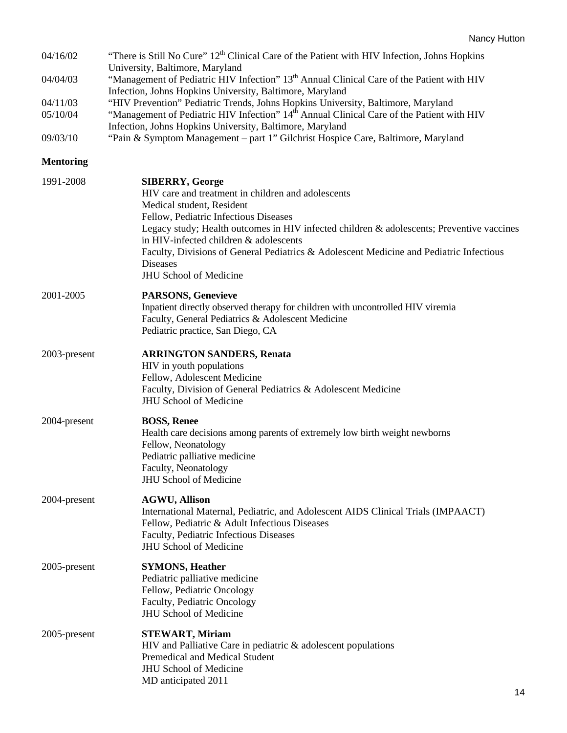04/16/02 "There is Still No Cure" 12th Clinical Care of the Patient with HIV Infection, Johns Hopkins University, Baltimore, Maryland

04/04/03 "Management of Pediatric HIV Infection" 13th Annual Clinical Care of the Patient with HIV Infection, Johns Hopkins University, Baltimore, Maryland

04/11/03 "HIV Prevention" Pediatric Trends, Johns Hopkins University, Baltimore, Maryland

05/10/04 "Management of Pediatric HIV Infection" 14th Annual Clinical Care of the Patient with HIV Infection, Johns Hopkins University, Baltimore, Maryland

09/03/10 "Pain & Symptom Management – part 1" Gilchrist Hospice Care, Baltimore, Maryland

**Mentoring**

1991-2008 **SIBERRY, George**
HIV care and treatment in children and adolescents
Medical student, Resident
Fellow, Pediatric Infectious Diseases
Legacy study; Health outcomes in HIV infected children & adolescents; Preventive vaccines in HIV-infected children & adolescents
Faculty, Divisions of General Pediatrics & Adolescent Medicine and Pediatric Infectious Diseases
JHU School of Medicine

2001-2005 **PARSONS, Genevieve**
Inpatient directly observed therapy for children with uncontrolled HIV viremia
Faculty, General Pediatrics & Adolescent Medicine
Pediatric practice, San Diego, CA

2003-present **ARRINGTON SANDERS, Renata**
HIV in youth populations
Fellow, Adolescent Medicine
Faculty, Division of General Pediatrics & Adolescent Medicine
JHU School of Medicine

2004-present **BOSS, Renee**
Health care decisions among parents of extremely low birth weight newborns
Fellow, Neonatology
Pediatric palliative medicine
Faculty, Neonatology
JHU School of Medicine

2004-present **AGWU, Allison**
International Maternal, Pediatric, and Adolescent AIDS Clinical Trials (IMPAACT)
Fellow, Pediatric & Adult Infectious Diseases
Faculty, Pediatric Infectious Diseases
JHU School of Medicine

2005-present **SYMONS, Heather**
Pediatric palliative medicine
Fellow, Pediatric Oncology
Faculty, Pediatric Oncology
JHU School of Medicine

2005-present **STEWART, Miriam**
HIV and Palliative Care in pediatric & adolescent populations
Premedical and Medical Student
JHU School of Medicine
MD anticipated 2011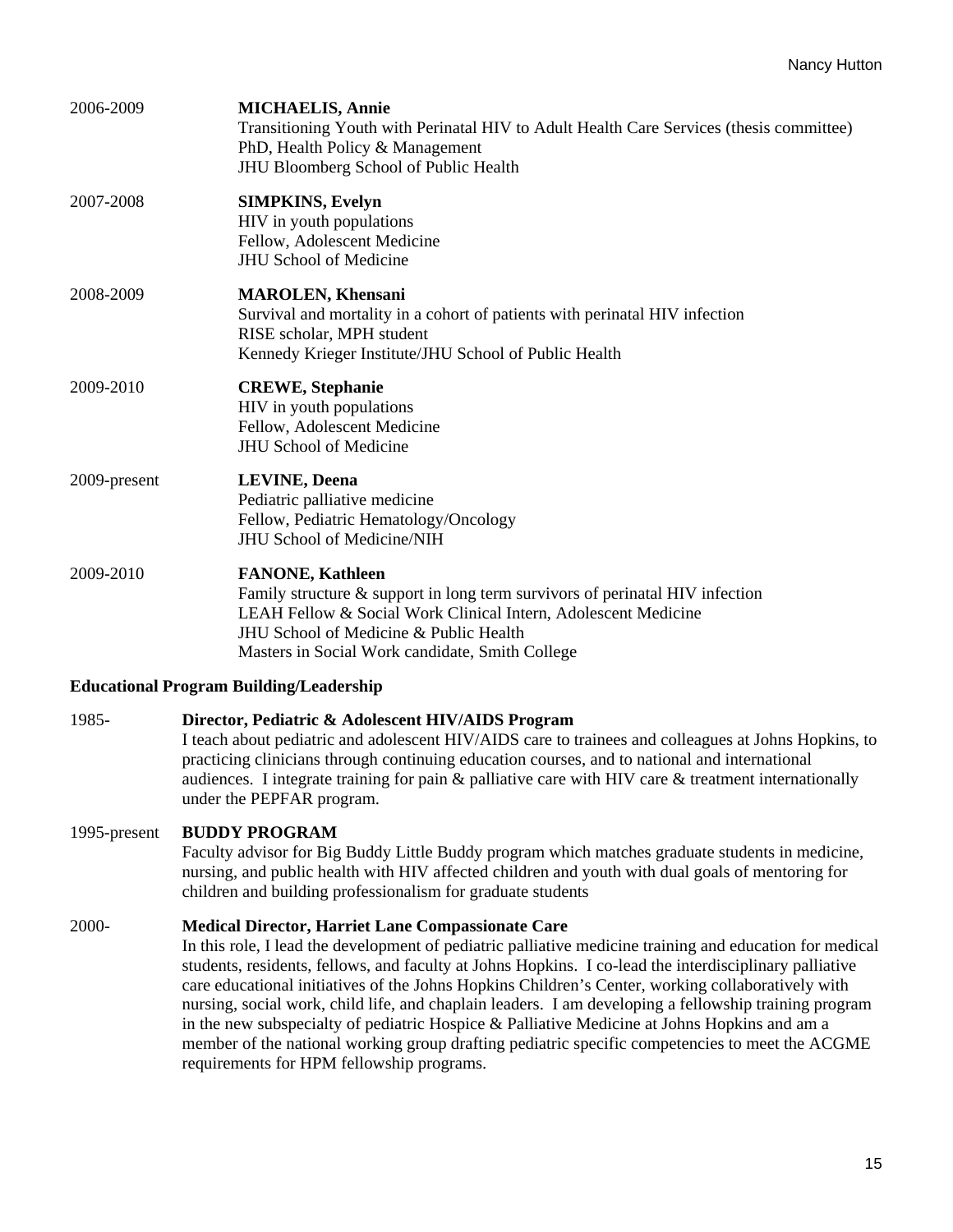2006-2009 **MICHAELIS, Annie**
Transitioning Youth with Perinatal HIV to Adult Health Care Services (thesis committee)
PhD, Health Policy & Management
JHU Bloomberg School of Public Health

2007-2008 **SIMPKINS, Evelyn**
HIV in youth populations
Fellow, Adolescent Medicine
JHU School of Medicine

2008-2009 **MAROLEN, Khensani**
Survival and mortality in a cohort of patients with perinatal HIV infection
RISE scholar, MPH student
Kennedy Krieger Institute/JHU School of Public Health

2009-2010 **CREWE, Stephanie**
HIV in youth populations
Fellow, Adolescent Medicine
JHU School of Medicine

2009-present **LEVINE, Deena**
Pediatric palliative medicine
Fellow, Pediatric Hematology/Oncology
JHU School of Medicine/NIH

2009-2010 **FANONE, Kathleen**
Family structure & support in long term survivors of perinatal HIV infection
LEAH Fellow & Social Work Clinical Intern, Adolescent Medicine
JHU School of Medicine & Public Health
Masters in Social Work candidate, Smith College

**Educational Program Building/Leadership**

1985- **Director, Pediatric & Adolescent HIV/AIDS Program**
I teach about pediatric and adolescent HIV/AIDS care to trainees and colleagues at Johns Hopkins, to practicing clinicians through continuing education courses, and to national and international audiences. I integrate training for pain & palliative care with HIV care & treatment internationally under the PEPFAR program.

1995-present **BUDDY PROGRAM**
Faculty advisor for Big Buddy Little Buddy program which matches graduate students in medicine, nursing, and public health with HIV affected children and youth with dual goals of mentoring for children and building professionalism for graduate students

2000- **Medical Director, Harriet Lane Compassionate Care**
In this role, I lead the development of pediatric palliative medicine training and education for medical students, residents, fellows, and faculty at Johns Hopkins. I co-lead the interdisciplinary palliative care educational initiatives of the Johns Hopkins Children's Center, working collaboratively with nursing, social work, child life, and chaplain leaders. I am developing a fellowship training program in the new subspecialty of pediatric Hospice & Palliative Medicine at Johns Hopkins and am a member of the national working group drafting pediatric specific competencies to meet the ACGME requirements for HPM fellowship programs.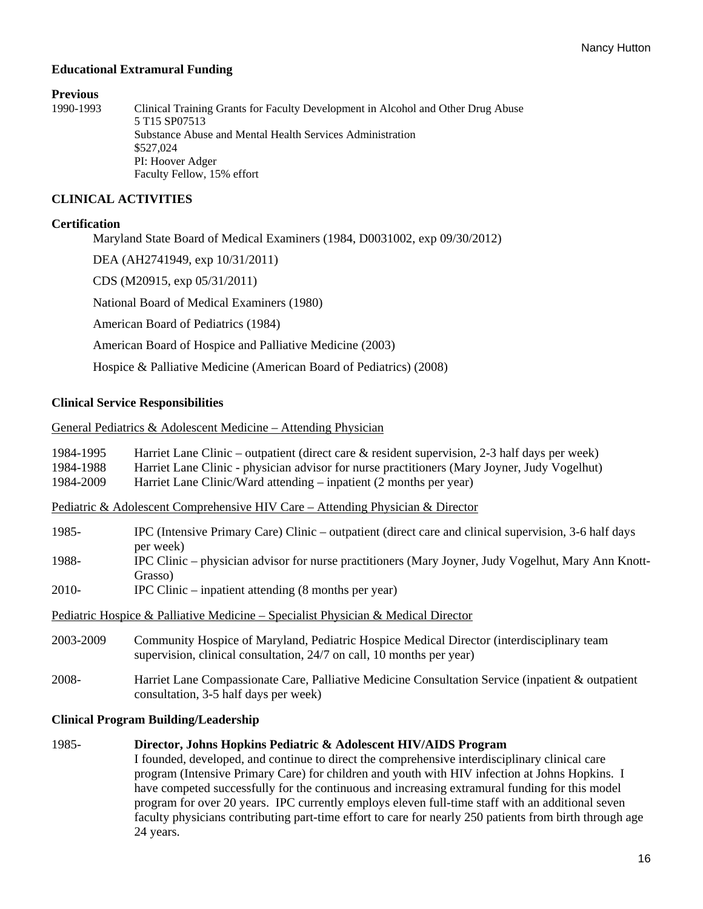**Educational Extramural Funding**

**Previous**

1990-1993 Clinical Training Grants for Faculty Development in Alcohol and Other Drug Abuse
5 T15 SP07513
Substance Abuse and Mental Health Services Administration
$527,024
PI: Hoover Adger
Faculty Fellow, 15% effort

## CLINICAL ACTIVITIES

**Certification**

Maryland State Board of Medical Examiners (1984, D0031002, exp 09/30/2012)

DEA (AH2741949, exp 10/31/2011)

CDS (M20915, exp 05/31/2011)

National Board of Medical Examiners (1980)

American Board of Pediatrics (1984)

American Board of Hospice and Palliative Medicine (2003)

Hospice & Palliative Medicine (American Board of Pediatrics) (2008)

**Clinical Service Responsibilities**

General Pediatrics & Adolescent Medicine – Attending Physician

1984-1995 Harriet Lane Clinic – outpatient (direct care & resident supervision, 2-3 half days per week)
1984-1988 Harriet Lane Clinic - physician advisor for nurse practitioners (Mary Joyner, Judy Vogelhut)
1984-2009 Harriet Lane Clinic/Ward attending – inpatient (2 months per year)

Pediatric & Adolescent Comprehensive HIV Care – Attending Physician & Director

1985- IPC (Intensive Primary Care) Clinic – outpatient (direct care and clinical supervision, 3-6 half days per week)
1988- IPC Clinic – physician advisor for nurse practitioners (Mary Joyner, Judy Vogelhut, Mary Ann Knott-Grasso)
2010- IPC Clinic – inpatient attending (8 months per year)

Pediatric Hospice & Palliative Medicine – Specialist Physician & Medical Director

2003-2009 Community Hospice of Maryland, Pediatric Hospice Medical Director (interdisciplinary team supervision, clinical consultation, 24/7 on call, 10 months per year)

2008- Harriet Lane Compassionate Care, Palliative Medicine Consultation Service (inpatient & outpatient consultation, 3-5 half days per week)

**Clinical Program Building/Leadership**

1985- **Director, Johns Hopkins Pediatric & Adolescent HIV/AIDS Program**
I founded, developed, and continue to direct the comprehensive interdisciplinary clinical care program (Intensive Primary Care) for children and youth with HIV infection at Johns Hopkins. I have competed successfully for the continuous and increasing extramural funding for this model program for over 20 years. IPC currently employs eleven full-time staff with an additional seven faculty physicians contributing part-time effort to care for nearly 250 patients from birth through age 24 years.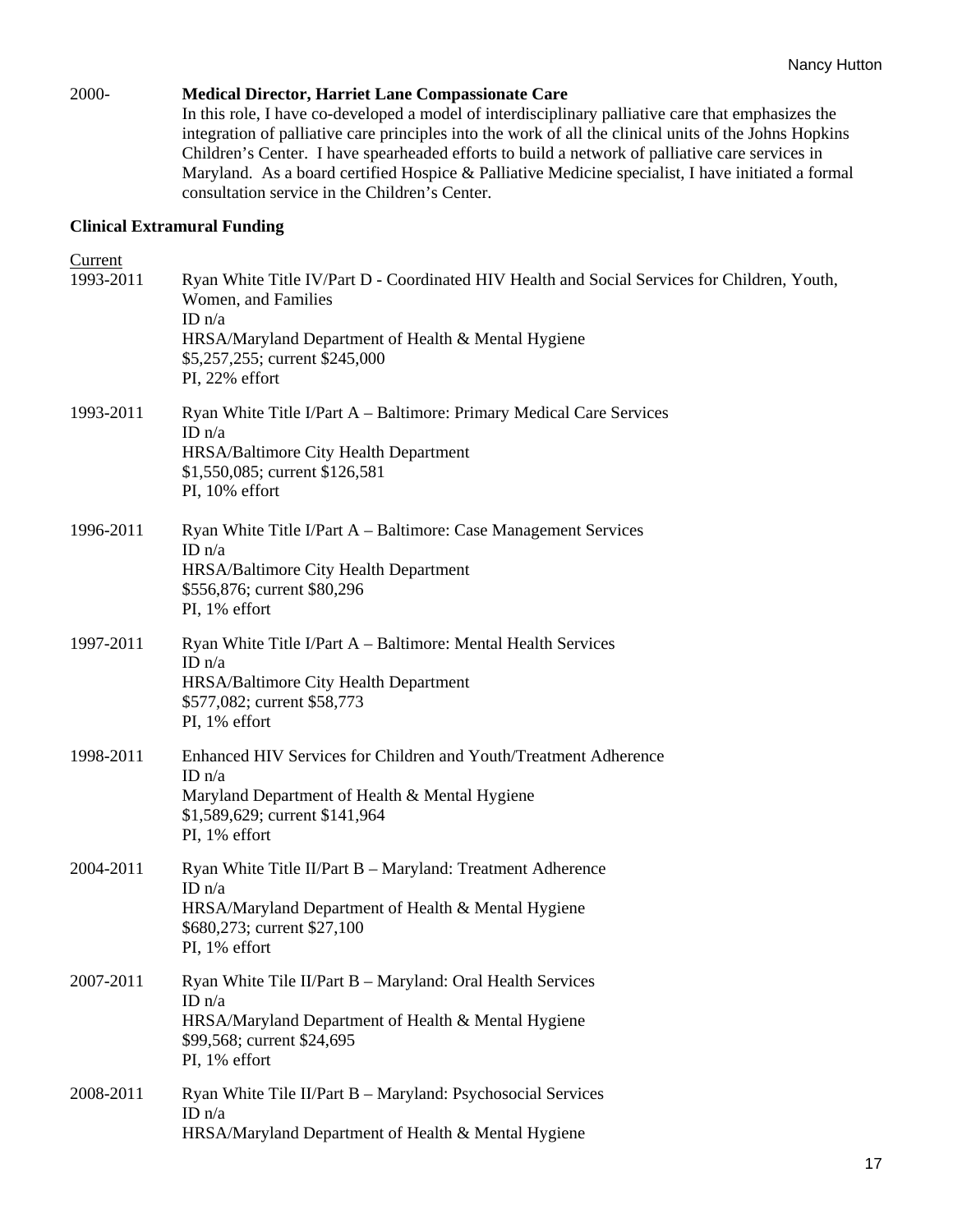2000- **Medical Director, Harriet Lane Compassionate Care**
In this role, I have co-developed a model of interdisciplinary palliative care that emphasizes the integration of palliative care principles into the work of all the clinical units of the Johns Hopkins Children's Center. I have spearheaded efforts to build a network of palliative care services in Maryland. As a board certified Hospice & Palliative Medicine specialist, I have initiated a formal consultation service in the Children's Center.

**Clinical Extramural Funding**

Current

1993-2011 Ryan White Title IV/Part D - Coordinated HIV Health and Social Services for Children, Youth, Women, and Families
ID n/a
HRSA/Maryland Department of Health & Mental Hygiene
$5,257,255; current $245,000
PI, 22% effort

1993-2011 Ryan White Title I/Part A – Baltimore: Primary Medical Care Services
ID n/a
HRSA/Baltimore City Health Department
$1,550,085; current $126,581
PI, 10% effort

1996-2011 Ryan White Title I/Part A – Baltimore: Case Management Services
ID n/a
HRSA/Baltimore City Health Department
$556,876; current $80,296
PI, 1% effort

1997-2011 Ryan White Title I/Part A – Baltimore: Mental Health Services
ID n/a
HRSA/Baltimore City Health Department
$577,082; current $58,773
PI, 1% effort

1998-2011 Enhanced HIV Services for Children and Youth/Treatment Adherence
ID n/a
Maryland Department of Health & Mental Hygiene
$1,589,629; current $141,964
PI, 1% effort

2004-2011 Ryan White Title II/Part B – Maryland: Treatment Adherence
ID n/a
HRSA/Maryland Department of Health & Mental Hygiene
$680,273; current $27,100
PI, 1% effort

2007-2011 Ryan White Tile II/Part B – Maryland: Oral Health Services
ID n/a
HRSA/Maryland Department of Health & Mental Hygiene
$99,568; current $24,695
PI, 1% effort

2008-2011 Ryan White Tile II/Part B – Maryland: Psychosocial Services
ID n/a
HRSA/Maryland Department of Health & Mental Hygiene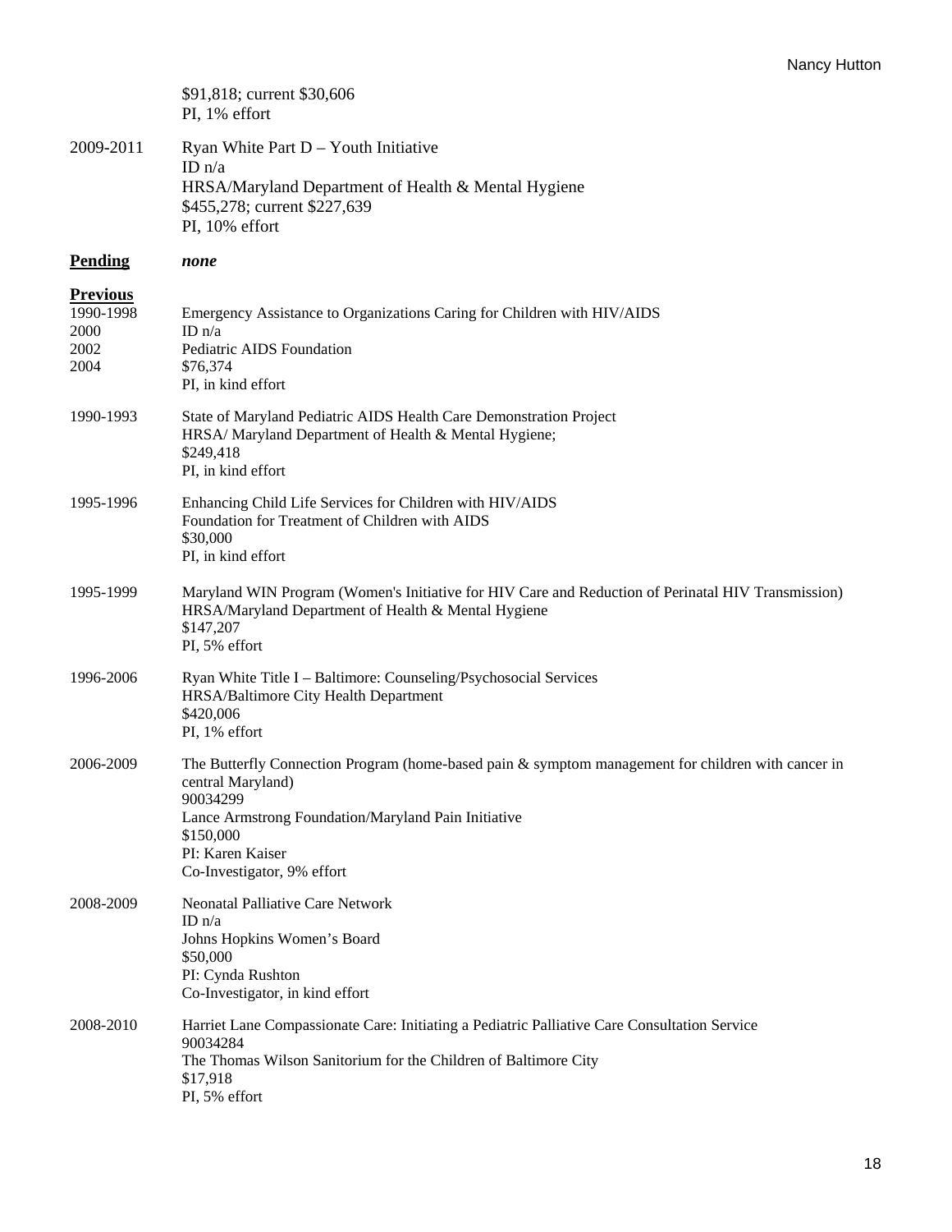$91,818; current $30,606
PI, 1% effort

2009-2011 Ryan White Part D – Youth Initiative
ID n/a
HRSA/Maryland Department of Health & Mental Hygiene
$455,278; current $227,639
PI, 10% effort

**Pending** ***none***

**Previous**

1990-1998
2000
2002
2004
Emergency Assistance to Organizations Caring for Children with HIV/AIDS
ID n/a
Pediatric AIDS Foundation
$76,374
PI, in kind effort

1990-1993 State of Maryland Pediatric AIDS Health Care Demonstration Project
HRSA/ Maryland Department of Health & Mental Hygiene;
$249,418
PI, in kind effort

1995-1996 Enhancing Child Life Services for Children with HIV/AIDS
Foundation for Treatment of Children with AIDS
$30,000
PI, in kind effort

1995-1999 Maryland WIN Program (Women's Initiative for HIV Care and Reduction of Perinatal HIV Transmission)
HRSA/Maryland Department of Health & Mental Hygiene
$147,207
PI, 5% effort

1996-2006 Ryan White Title I – Baltimore: Counseling/Psychosocial Services
HRSA/Baltimore City Health Department
$420,006
PI, 1% effort

2006-2009 The Butterfly Connection Program (home-based pain & symptom management for children with cancer in central Maryland)
90034299
Lance Armstrong Foundation/Maryland Pain Initiative
$150,000
PI: Karen Kaiser
Co-Investigator, 9% effort

2008-2009 Neonatal Palliative Care Network
ID n/a
Johns Hopkins Women's Board
$50,000
PI: Cynda Rushton
Co-Investigator, in kind effort

2008-2010 Harriet Lane Compassionate Care: Initiating a Pediatric Palliative Care Consultation Service
90034284
The Thomas Wilson Sanitorium for the Children of Baltimore City
$17,918
PI, 5% effort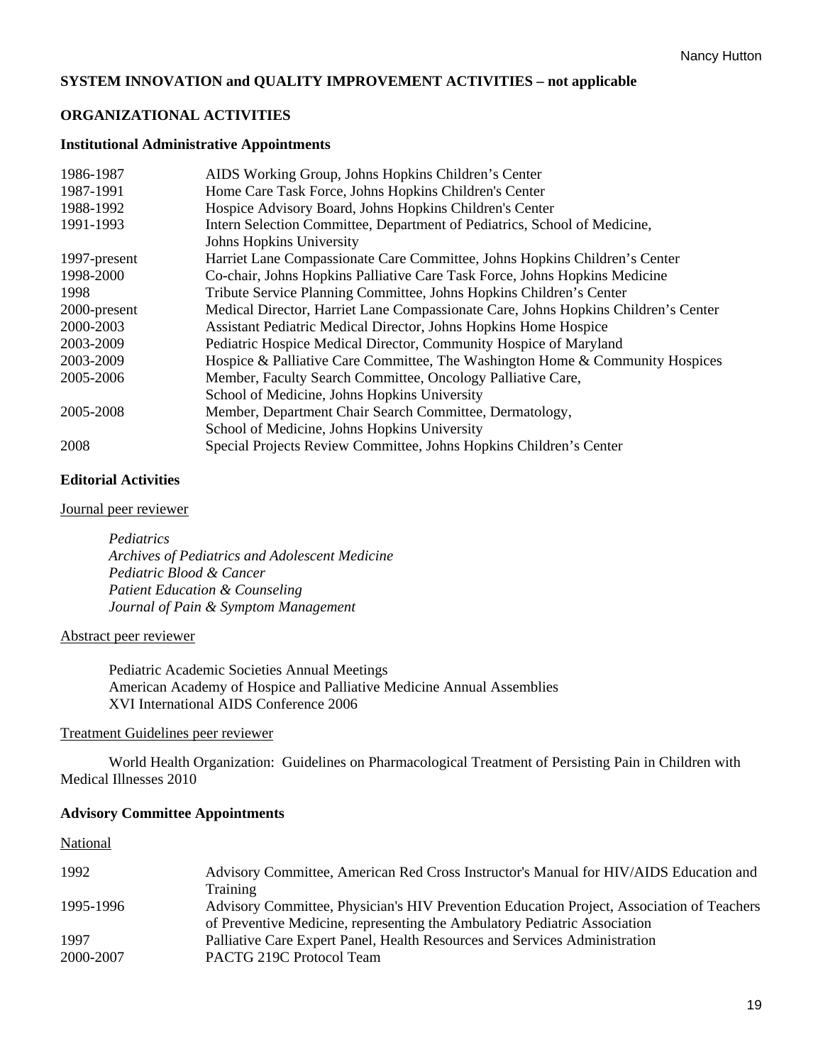**SYSTEM INNOVATION and QUALITY IMPROVEMENT ACTIVITIES – not applicable**

**ORGANIZATIONAL ACTIVITIES**

**Institutional Administrative Appointments**

| | |
|---|---|
| 1986-1987 | AIDS Working Group, Johns Hopkins Children's Center |
| 1987-1991 | Home Care Task Force, Johns Hopkins Children's Center |
| 1988-1992 | Hospice Advisory Board, Johns Hopkins Children's Center |
| 1991-1993 | Intern Selection Committee, Department of Pediatrics, School of Medicine, Johns Hopkins University |
| 1997-present | Harriet Lane Compassionate Care Committee, Johns Hopkins Children's Center |
| 1998-2000 | Co-chair, Johns Hopkins Palliative Care Task Force, Johns Hopkins Medicine |
| 1998 | Tribute Service Planning Committee, Johns Hopkins Children's Center |
| 2000-present | Medical Director, Harriet Lane Compassionate Care, Johns Hopkins Children's Center |
| 2000-2003 | Assistant Pediatric Medical Director, Johns Hopkins Home Hospice |
| 2003-2009 | Pediatric Hospice Medical Director, Community Hospice of Maryland |
| 2003-2009 | Hospice & Palliative Care Committee, The Washington Home & Community Hospices |
| 2005-2006 | Member, Faculty Search Committee, Oncology Palliative Care, School of Medicine, Johns Hopkins University |
| 2005-2008 | Member, Department Chair Search Committee, Dermatology, School of Medicine, Johns Hopkins University |
| 2008 | Special Projects Review Committee, Johns Hopkins Children's Center |

**Editorial Activities**

Journal peer reviewer

*Pediatrics*
*Archives of Pediatrics and Adolescent Medicine*
*Pediatric Blood & Cancer*
*Patient Education & Counseling*
*Journal of Pain & Symptom Management*

Abstract peer reviewer

Pediatric Academic Societies Annual Meetings
American Academy of Hospice and Palliative Medicine Annual Assemblies
XVI International AIDS Conference 2006

Treatment Guidelines peer reviewer

World Health Organization: Guidelines on Pharmacological Treatment of Persisting Pain in Children with Medical Illnesses 2010

**Advisory Committee Appointments**

National

| | |
|---|---|
| 1992 | Advisory Committee, American Red Cross Instructor's Manual for HIV/AIDS Education and Training |
| 1995-1996 | Advisory Committee, Physician's HIV Prevention Education Project, Association of Teachers of Preventive Medicine, representing the Ambulatory Pediatric Association |
| 1997 | Palliative Care Expert Panel, Health Resources and Services Administration |
| 2000-2007 | PACTG 219C Protocol Team |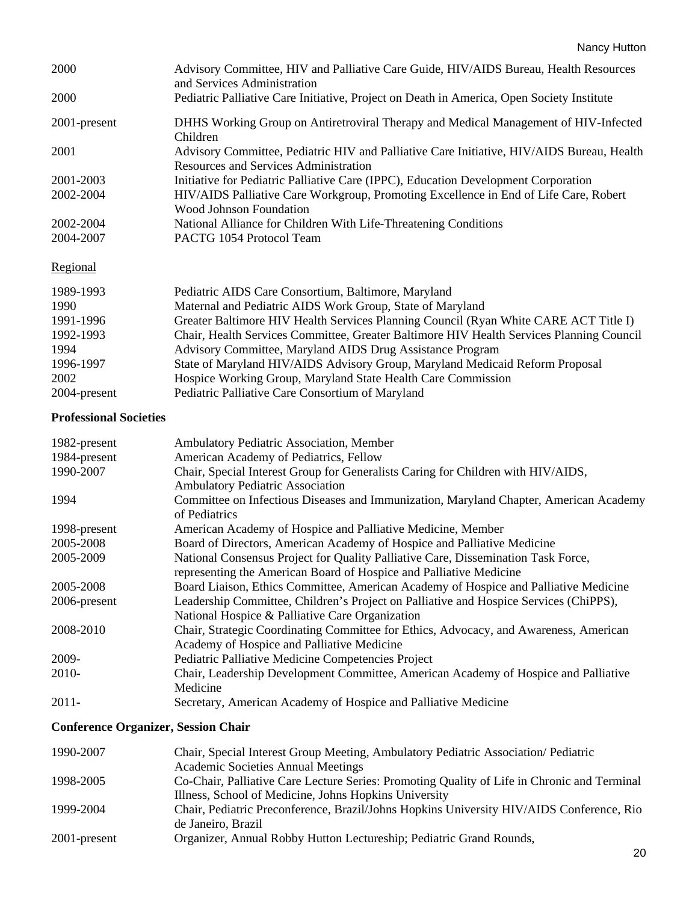| | |
|---|---|
| 2000 | Advisory Committee, HIV and Palliative Care Guide, HIV/AIDS Bureau, Health Resources and Services Administration |
| 2000 | Pediatric Palliative Care Initiative, Project on Death in America, Open Society Institute |
| 2001-present | DHHS Working Group on Antiretroviral Therapy and Medical Management of HIV-Infected Children |
| 2001 | Advisory Committee, Pediatric HIV and Palliative Care Initiative, HIV/AIDS Bureau, Health Resources and Services Administration |
| 2001-2003 | Initiative for Pediatric Palliative Care (IPPC), Education Development Corporation |
| 2002-2004 | HIV/AIDS Palliative Care Workgroup, Promoting Excellence in End of Life Care, Robert Wood Johnson Foundation |
| 2002-2004 | National Alliance for Children With Life-Threatening Conditions |
| 2004-2007 | PACTG 1054 Protocol Team |

Regional

| | |
|---|---|
| 1989-1993 | Pediatric AIDS Care Consortium, Baltimore, Maryland |
| 1990 | Maternal and Pediatric AIDS Work Group, State of Maryland |
| 1991-1996 | Greater Baltimore HIV Health Services Planning Council (Ryan White CARE ACT Title I) |
| 1992-1993 | Chair, Health Services Committee, Greater Baltimore HIV Health Services Planning Council |
| 1994 | Advisory Committee, Maryland AIDS Drug Assistance Program |
| 1996-1997 | State of Maryland HIV/AIDS Advisory Group, Maryland Medicaid Reform Proposal |
| 2002 | Hospice Working Group, Maryland State Health Care Commission |
| 2004-present | Pediatric Palliative Care Consortium of Maryland |

**Professional Societies**

| | |
|---|---|
| 1982-present | Ambulatory Pediatric Association, Member |
| 1984-present | American Academy of Pediatrics, Fellow |
| 1990-2007 | Chair, Special Interest Group for Generalists Caring for Children with HIV/AIDS, Ambulatory Pediatric Association |
| 1994 | Committee on Infectious Diseases and Immunization, Maryland Chapter, American Academy of Pediatrics |
| 1998-present | American Academy of Hospice and Palliative Medicine, Member |
| 2005-2008 | Board of Directors, American Academy of Hospice and Palliative Medicine |
| 2005-2009 | National Consensus Project for Quality Palliative Care, Dissemination Task Force, representing the American Board of Hospice and Palliative Medicine |
| 2005-2008 | Board Liaison, Ethics Committee, American Academy of Hospice and Palliative Medicine |
| 2006-present | Leadership Committee, Children's Project on Palliative and Hospice Services (ChiPPS), National Hospice & Palliative Care Organization |
| 2008-2010 | Chair, Strategic Coordinating Committee for Ethics, Advocacy, and Awareness, American Academy of Hospice and Palliative Medicine |
| 2009- | Pediatric Palliative Medicine Competencies Project |
| 2010- | Chair, Leadership Development Committee, American Academy of Hospice and Palliative Medicine |
| 2011- | Secretary, American Academy of Hospice and Palliative Medicine |

**Conference Organizer, Session Chair**

| | |
|---|---|
| 1990-2007 | Chair, Special Interest Group Meeting, Ambulatory Pediatric Association/ Pediatric Academic Societies Annual Meetings |
| 1998-2005 | Co-Chair, Palliative Care Lecture Series: Promoting Quality of Life in Chronic and Terminal Illness, School of Medicine, Johns Hopkins University |
| 1999-2004 | Chair, Pediatric Preconference, Brazil/Johns Hopkins University HIV/AIDS Conference, Rio de Janeiro, Brazil |
| 2001-present | Organizer, Annual Robby Hutton Lectureship; Pediatric Grand Rounds, |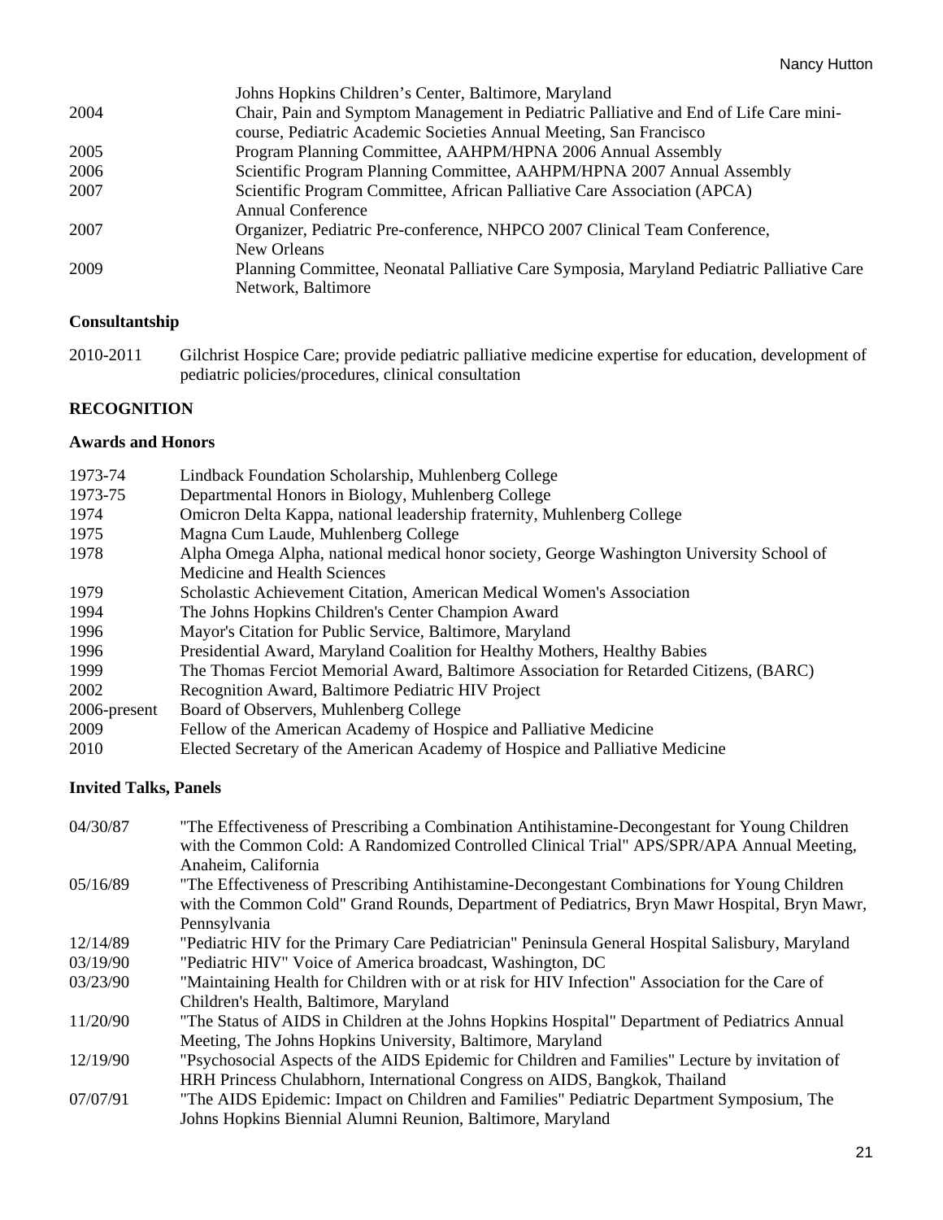| | |
|---|---|
| | Johns Hopkins Children's Center, Baltimore, Maryland |
| 2004 | Chair, Pain and Symptom Management in Pediatric Palliative and End of Life Care mini-course, Pediatric Academic Societies Annual Meeting, San Francisco |
| 2005 | Program Planning Committee, AAHPM/HPNA 2006 Annual Assembly |
| 2006 | Scientific Program Planning Committee, AAHPM/HPNA 2007 Annual Assembly |
| 2007 | Scientific Program Committee, African Palliative Care Association (APCA) Annual Conference |
| 2007 | Organizer, Pediatric Pre-conference, NHPCO 2007 Clinical Team Conference, New Orleans |
| 2009 | Planning Committee, Neonatal Palliative Care Symposia, Maryland Pediatric Palliative Care Network, Baltimore |

### Consultantship

| | |
|---|---|
| 2010-2011 | Gilchrist Hospice Care; provide pediatric palliative medicine expertise for education, development of pediatric policies/procedures, clinical consultation |

## RECOGNITION

### Awards and Honors

| | |
|---|---|
| 1973-74 | Lindback Foundation Scholarship, Muhlenberg College |
| 1973-75 | Departmental Honors in Biology, Muhlenberg College |
| 1974 | Omicron Delta Kappa, national leadership fraternity, Muhlenberg College |
| 1975 | Magna Cum Laude, Muhlenberg College |
| 1978 | Alpha Omega Alpha, national medical honor society, George Washington University School of Medicine and Health Sciences |
| 1979 | Scholastic Achievement Citation, American Medical Women's Association |
| 1994 | The Johns Hopkins Children's Center Champion Award |
| 1996 | Mayor's Citation for Public Service, Baltimore, Maryland |
| 1996 | Presidential Award, Maryland Coalition for Healthy Mothers, Healthy Babies |
| 1999 | The Thomas Ferciot Memorial Award, Baltimore Association for Retarded Citizens, (BARC) |
| 2002 | Recognition Award, Baltimore Pediatric HIV Project |
| 2006-present | Board of Observers, Muhlenberg College |
| 2009 | Fellow of the American Academy of Hospice and Palliative Medicine |
| 2010 | Elected Secretary of the American Academy of Hospice and Palliative Medicine |

### Invited Talks, Panels

| | |
|---|---|
| 04/30/87 | "The Effectiveness of Prescribing a Combination Antihistamine-Decongestant for Young Children with the Common Cold: A Randomized Controlled Clinical Trial" APS/SPR/APA Annual Meeting, Anaheim, California |
| 05/16/89 | "The Effectiveness of Prescribing Antihistamine-Decongestant Combinations for Young Children with the Common Cold" Grand Rounds, Department of Pediatrics, Bryn Mawr Hospital, Bryn Mawr, Pennsylvania |
| 12/14/89 | "Pediatric HIV for the Primary Care Pediatrician" Peninsula General Hospital Salisbury, Maryland |
| 03/19/90 | "Pediatric HIV" Voice of America broadcast, Washington, DC |
| 03/23/90 | "Maintaining Health for Children with or at risk for HIV Infection" Association for the Care of Children's Health, Baltimore, Maryland |
| 11/20/90 | "The Status of AIDS in Children at the Johns Hopkins Hospital" Department of Pediatrics Annual Meeting, The Johns Hopkins University, Baltimore, Maryland |
| 12/19/90 | "Psychosocial Aspects of the AIDS Epidemic for Children and Families" Lecture by invitation of HRH Princess Chulabhorn, International Congress on AIDS, Bangkok, Thailand |
| 07/07/91 | "The AIDS Epidemic: Impact on Children and Families" Pediatric Department Symposium, The Johns Hopkins Biennial Alumni Reunion, Baltimore, Maryland |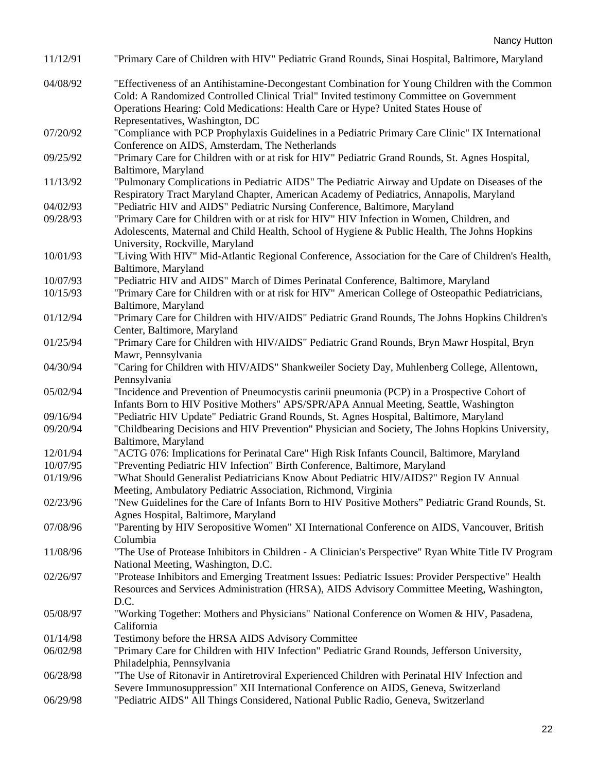11/12/91 "Primary Care of Children with HIV" Pediatric Grand Rounds, Sinai Hospital, Baltimore, Maryland

04/08/92 "Effectiveness of an Antihistamine-Decongestant Combination for Young Children with the Common Cold: A Randomized Controlled Clinical Trial" Invited testimony Committee on Government Operations Hearing: Cold Medications: Health Care or Hype? United States House of Representatives, Washington, DC

07/20/92 "Compliance with PCP Prophylaxis Guidelines in a Pediatric Primary Care Clinic" IX International Conference on AIDS, Amsterdam, The Netherlands

09/25/92 "Primary Care for Children with or at risk for HIV" Pediatric Grand Rounds, St. Agnes Hospital, Baltimore, Maryland

11/13/92 "Pulmonary Complications in Pediatric AIDS" The Pediatric Airway and Update on Diseases of the Respiratory Tract Maryland Chapter, American Academy of Pediatrics, Annapolis, Maryland

04/02/93 "Pediatric HIV and AIDS" Pediatric Nursing Conference, Baltimore, Maryland

09/28/93 "Primary Care for Children with or at risk for HIV" HIV Infection in Women, Children, and Adolescents, Maternal and Child Health, School of Hygiene & Public Health, The Johns Hopkins University, Rockville, Maryland

10/01/93 "Living With HIV" Mid-Atlantic Regional Conference, Association for the Care of Children's Health, Baltimore, Maryland

10/07/93 "Pediatric HIV and AIDS" March of Dimes Perinatal Conference, Baltimore, Maryland

10/15/93 "Primary Care for Children with or at risk for HIV" American College of Osteopathic Pediatricians, Baltimore, Maryland

01/12/94 "Primary Care for Children with HIV/AIDS" Pediatric Grand Rounds, The Johns Hopkins Children's Center, Baltimore, Maryland

01/25/94 "Primary Care for Children with HIV/AIDS" Pediatric Grand Rounds, Bryn Mawr Hospital, Bryn Mawr, Pennsylvania

04/30/94 "Caring for Children with HIV/AIDS" Shankweiler Society Day, Muhlenberg College, Allentown, Pennsylvania

05/02/94 "Incidence and Prevention of Pneumocystis carinii pneumonia (PCP) in a Prospective Cohort of Infants Born to HIV Positive Mothers" APS/SPR/APA Annual Meeting, Seattle, Washington

09/16/94 "Pediatric HIV Update" Pediatric Grand Rounds, St. Agnes Hospital, Baltimore, Maryland

09/20/94 "Childbearing Decisions and HIV Prevention" Physician and Society, The Johns Hopkins University, Baltimore, Maryland

12/01/94 "ACTG 076: Implications for Perinatal Care" High Risk Infants Council, Baltimore, Maryland

10/07/95 "Preventing Pediatric HIV Infection" Birth Conference, Baltimore, Maryland

01/19/96 "What Should Generalist Pediatricians Know About Pediatric HIV/AIDS?" Region IV Annual Meeting, Ambulatory Pediatric Association, Richmond, Virginia

02/23/96 "New Guidelines for the Care of Infants Born to HIV Positive Mothers" Pediatric Grand Rounds, St. Agnes Hospital, Baltimore, Maryland

07/08/96 "Parenting by HIV Seropositive Women" XI International Conference on AIDS, Vancouver, British Columbia

11/08/96 "The Use of Protease Inhibitors in Children - A Clinician's Perspective" Ryan White Title IV Program National Meeting, Washington, D.C.

02/26/97 "Protease Inhibitors and Emerging Treatment Issues: Pediatric Issues: Provider Perspective" Health Resources and Services Administration (HRSA), AIDS Advisory Committee Meeting, Washington, D.C.

05/08/97 "Working Together: Mothers and Physicians" National Conference on Women & HIV, Pasadena, California

01/14/98 Testimony before the HRSA AIDS Advisory Committee

06/02/98 "Primary Care for Children with HIV Infection" Pediatric Grand Rounds, Jefferson University, Philadelphia, Pennsylvania

06/28/98 "The Use of Ritonavir in Antiretroviral Experienced Children with Perinatal HIV Infection and Severe Immunosuppression" XII International Conference on AIDS, Geneva, Switzerland

06/29/98 "Pediatric AIDS" All Things Considered, National Public Radio, Geneva, Switzerland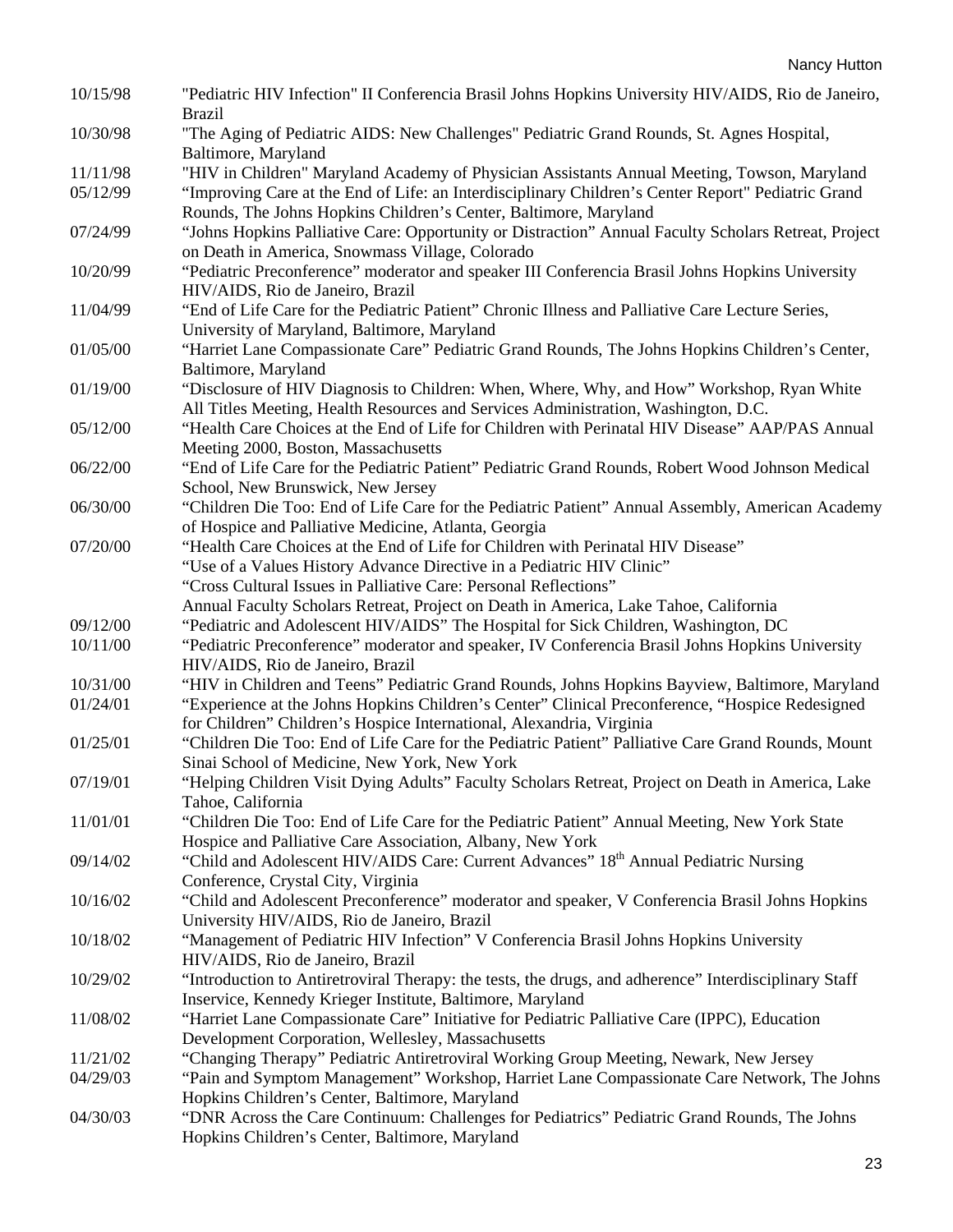| | |
|---|---|
| 10/15/98 | "Pediatric HIV Infection" II Conferencia Brasil Johns Hopkins University HIV/AIDS, Rio de Janeiro, Brazil |
| 10/30/98 | "The Aging of Pediatric AIDS: New Challenges" Pediatric Grand Rounds, St. Agnes Hospital, Baltimore, Maryland |
| 11/11/98 | "HIV in Children" Maryland Academy of Physician Assistants Annual Meeting, Towson, Maryland |
| 05/12/99 | "Improving Care at the End of Life: an Interdisciplinary Children's Center Report" Pediatric Grand Rounds, The Johns Hopkins Children's Center, Baltimore, Maryland |
| 07/24/99 | "Johns Hopkins Palliative Care: Opportunity or Distraction" Annual Faculty Scholars Retreat, Project on Death in America, Snowmass Village, Colorado |
| 10/20/99 | "Pediatric Preconference" moderator and speaker III Conferencia Brasil Johns Hopkins University HIV/AIDS, Rio de Janeiro, Brazil |
| 11/04/99 | "End of Life Care for the Pediatric Patient" Chronic Illness and Palliative Care Lecture Series, University of Maryland, Baltimore, Maryland |
| 01/05/00 | "Harriet Lane Compassionate Care" Pediatric Grand Rounds, The Johns Hopkins Children's Center, Baltimore, Maryland |
| 01/19/00 | "Disclosure of HIV Diagnosis to Children: When, Where, Why, and How" Workshop, Ryan White All Titles Meeting, Health Resources and Services Administration, Washington, D.C. |
| 05/12/00 | "Health Care Choices at the End of Life for Children with Perinatal HIV Disease" AAP/PAS Annual Meeting 2000, Boston, Massachusetts |
| 06/22/00 | "End of Life Care for the Pediatric Patient" Pediatric Grand Rounds, Robert Wood Johnson Medical School, New Brunswick, New Jersey |
| 06/30/00 | "Children Die Too: End of Life Care for the Pediatric Patient" Annual Assembly, American Academy of Hospice and Palliative Medicine, Atlanta, Georgia |
| 07/20/00 | "Health Care Choices at the End of Life for Children with Perinatal HIV Disease"<br>"Use of a Values History Advance Directive in a Pediatric HIV Clinic"<br>"Cross Cultural Issues in Palliative Care: Personal Reflections"<br>Annual Faculty Scholars Retreat, Project on Death in America, Lake Tahoe, California |
| 09/12/00 | "Pediatric and Adolescent HIV/AIDS" The Hospital for Sick Children, Washington, DC |
| 10/11/00 | "Pediatric Preconference" moderator and speaker, IV Conferencia Brasil Johns Hopkins University HIV/AIDS, Rio de Janeiro, Brazil |
| 10/31/00 | "HIV in Children and Teens" Pediatric Grand Rounds, Johns Hopkins Bayview, Baltimore, Maryland |
| 01/24/01 | "Experience at the Johns Hopkins Children's Center" Clinical Preconference, "Hospice Redesigned for Children" Children's Hospice International, Alexandria, Virginia |
| 01/25/01 | "Children Die Too: End of Life Care for the Pediatric Patient" Palliative Care Grand Rounds, Mount Sinai School of Medicine, New York, New York |
| 07/19/01 | "Helping Children Visit Dying Adults" Faculty Scholars Retreat, Project on Death in America, Lake Tahoe, California |
| 11/01/01 | "Children Die Too: End of Life Care for the Pediatric Patient" Annual Meeting, New York State Hospice and Palliative Care Association, Albany, New York |
| 09/14/02 | "Child and Adolescent HIV/AIDS Care: Current Advances" 18th Annual Pediatric Nursing Conference, Crystal City, Virginia |
| 10/16/02 | "Child and Adolescent Preconference" moderator and speaker, V Conferencia Brasil Johns Hopkins University HIV/AIDS, Rio de Janeiro, Brazil |
| 10/18/02 | "Management of Pediatric HIV Infection" V Conferencia Brasil Johns Hopkins University HIV/AIDS, Rio de Janeiro, Brazil |
| 10/29/02 | "Introduction to Antiretroviral Therapy: the tests, the drugs, and adherence" Interdisciplinary Staff Inservice, Kennedy Krieger Institute, Baltimore, Maryland |
| 11/08/02 | "Harriet Lane Compassionate Care" Initiative for Pediatric Palliative Care (IPPC), Education Development Corporation, Wellesley, Massachusetts |
| 11/21/02 | "Changing Therapy" Pediatric Antiretroviral Working Group Meeting, Newark, New Jersey |
| 04/29/03 | "Pain and Symptom Management" Workshop, Harriet Lane Compassionate Care Network, The Johns Hopkins Children's Center, Baltimore, Maryland |
| 04/30/03 | "DNR Across the Care Continuum: Challenges for Pediatrics" Pediatric Grand Rounds, The Johns Hopkins Children's Center, Baltimore, Maryland |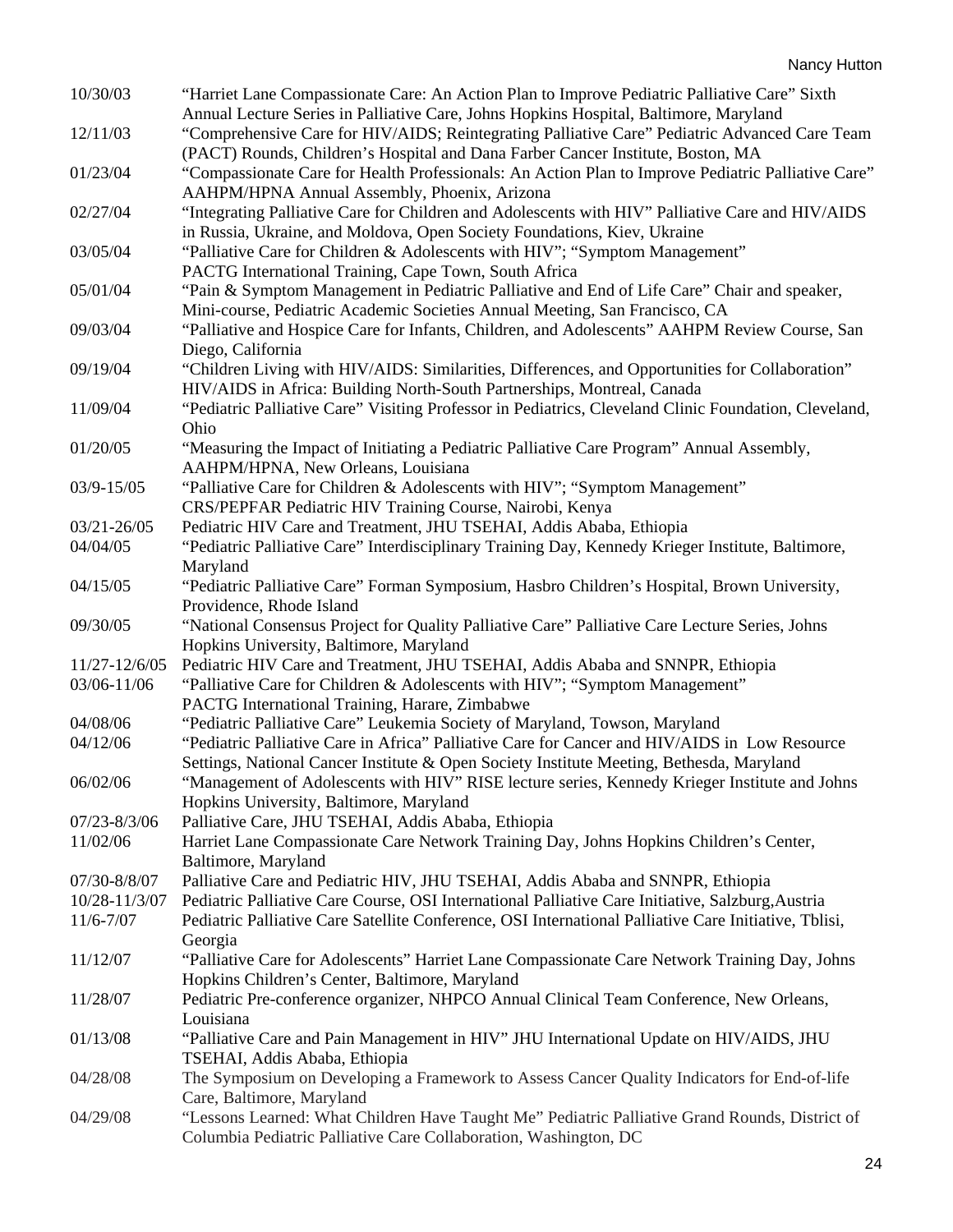| | |
|---|---|
| 10/30/03 | "Harriet Lane Compassionate Care: An Action Plan to Improve Pediatric Palliative Care" Sixth Annual Lecture Series in Palliative Care, Johns Hopkins Hospital, Baltimore, Maryland |
| 12/11/03 | "Comprehensive Care for HIV/AIDS; Reintegrating Palliative Care" Pediatric Advanced Care Team (PACT) Rounds, Children's Hospital and Dana Farber Cancer Institute, Boston, MA |
| 01/23/04 | "Compassionate Care for Health Professionals: An Action Plan to Improve Pediatric Palliative Care" AAHPM/HPNA Annual Assembly, Phoenix, Arizona |
| 02/27/04 | "Integrating Palliative Care for Children and Adolescents with HIV" Palliative Care and HIV/AIDS in Russia, Ukraine, and Moldova, Open Society Foundations, Kiev, Ukraine |
| 03/05/04 | "Palliative Care for Children & Adolescents with HIV"; "Symptom Management" PACTG International Training, Cape Town, South Africa |
| 05/01/04 | "Pain & Symptom Management in Pediatric Palliative and End of Life Care" Chair and speaker, Mini-course, Pediatric Academic Societies Annual Meeting, San Francisco, CA |
| 09/03/04 | "Palliative and Hospice Care for Infants, Children, and Adolescents" AAHPM Review Course, San Diego, California |
| 09/19/04 | "Children Living with HIV/AIDS: Similarities, Differences, and Opportunities for Collaboration" HIV/AIDS in Africa: Building North-South Partnerships, Montreal, Canada |
| 11/09/04 | "Pediatric Palliative Care" Visiting Professor in Pediatrics, Cleveland Clinic Foundation, Cleveland, Ohio |
| 01/20/05 | "Measuring the Impact of Initiating a Pediatric Palliative Care Program" Annual Assembly, AAHPM/HPNA, New Orleans, Louisiana |
| 03/9-15/05 | "Palliative Care for Children & Adolescents with HIV"; "Symptom Management" CRS/PEPFAR Pediatric HIV Training Course, Nairobi, Kenya |
| 03/21-26/05 | Pediatric HIV Care and Treatment, JHU TSEHAI, Addis Ababa, Ethiopia |
| 04/04/05 | "Pediatric Palliative Care" Interdisciplinary Training Day, Kennedy Krieger Institute, Baltimore, Maryland |
| 04/15/05 | "Pediatric Palliative Care" Forman Symposium, Hasbro Children's Hospital, Brown University, Providence, Rhode Island |
| 09/30/05 | "National Consensus Project for Quality Palliative Care" Palliative Care Lecture Series, Johns Hopkins University, Baltimore, Maryland |
| 11/27-12/6/05 | Pediatric HIV Care and Treatment, JHU TSEHAI, Addis Ababa and SNNPR, Ethiopia |
| 03/06-11/06 | "Palliative Care for Children & Adolescents with HIV"; "Symptom Management" PACTG International Training, Harare, Zimbabwe |
| 04/08/06 | "Pediatric Palliative Care" Leukemia Society of Maryland, Towson, Maryland |
| 04/12/06 | "Pediatric Palliative Care in Africa" Palliative Care for Cancer and HIV/AIDS in Low Resource Settings, National Cancer Institute & Open Society Institute Meeting, Bethesda, Maryland |
| 06/02/06 | "Management of Adolescents with HIV" RISE lecture series, Kennedy Krieger Institute and Johns Hopkins University, Baltimore, Maryland |
| 07/23-8/3/06 | Palliative Care, JHU TSEHAI, Addis Ababa, Ethiopia |
| 11/02/06 | Harriet Lane Compassionate Care Network Training Day, Johns Hopkins Children's Center, Baltimore, Maryland |
| 07/30-8/8/07 | Palliative Care and Pediatric HIV, JHU TSEHAI, Addis Ababa and SNNPR, Ethiopia |
| 10/28-11/3/07 | Pediatric Palliative Care Course, OSI International Palliative Care Initiative, Salzburg,Austria |
| 11/6-7/07 | Pediatric Palliative Care Satellite Conference, OSI International Palliative Care Initiative, Tblisi, Georgia |
| 11/12/07 | "Palliative Care for Adolescents" Harriet Lane Compassionate Care Network Training Day, Johns Hopkins Children's Center, Baltimore, Maryland |
| 11/28/07 | Pediatric Pre-conference organizer, NHPCO Annual Clinical Team Conference, New Orleans, Louisiana |
| 01/13/08 | "Palliative Care and Pain Management in HIV" JHU International Update on HIV/AIDS, JHU TSEHAI, Addis Ababa, Ethiopia |
| 04/28/08 | The Symposium on Developing a Framework to Assess Cancer Quality Indicators for End-of-life Care, Baltimore, Maryland |
| 04/29/08 | "Lessons Learned: What Children Have Taught Me" Pediatric Palliative Grand Rounds, District of Columbia Pediatric Palliative Care Collaboration, Washington, DC |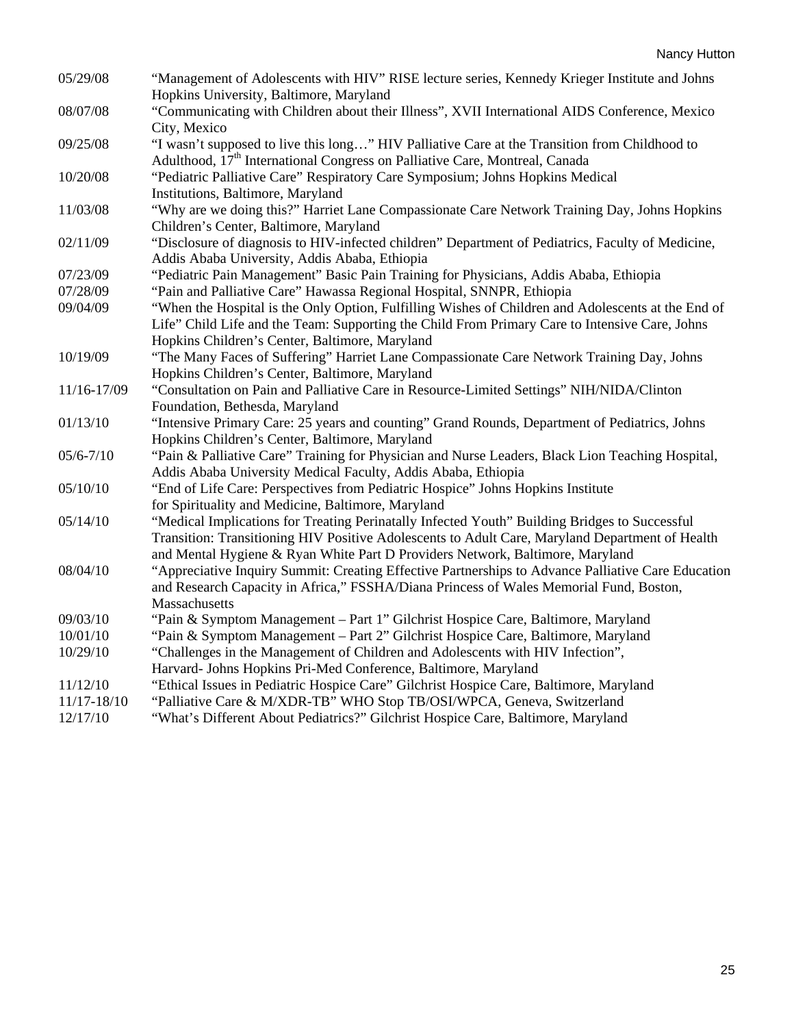| | |
|---|---|
| 05/29/08 | "Management of Adolescents with HIV" RISE lecture series, Kennedy Krieger Institute and Johns Hopkins University, Baltimore, Maryland |
| 08/07/08 | "Communicating with Children about their Illness", XVII International AIDS Conference, Mexico City, Mexico |
| 09/25/08 | "I wasn't supposed to live this long…" HIV Palliative Care at the Transition from Childhood to Adulthood, 17th International Congress on Palliative Care, Montreal, Canada |
| 10/20/08 | "Pediatric Palliative Care" Respiratory Care Symposium; Johns Hopkins Medical Institutions, Baltimore, Maryland |
| 11/03/08 | "Why are we doing this?" Harriet Lane Compassionate Care Network Training Day, Johns Hopkins Children's Center, Baltimore, Maryland |
| 02/11/09 | "Disclosure of diagnosis to HIV-infected children" Department of Pediatrics, Faculty of Medicine, Addis Ababa University, Addis Ababa, Ethiopia |
| 07/23/09 | "Pediatric Pain Management" Basic Pain Training for Physicians, Addis Ababa, Ethiopia |
| 07/28/09 | "Pain and Palliative Care" Hawassa Regional Hospital, SNNPR, Ethiopia |
| 09/04/09 | "When the Hospital is the Only Option, Fulfilling Wishes of Children and Adolescents at the End of Life" Child Life and the Team: Supporting the Child From Primary Care to Intensive Care, Johns Hopkins Children's Center, Baltimore, Maryland |
| 10/19/09 | "The Many Faces of Suffering" Harriet Lane Compassionate Care Network Training Day, Johns Hopkins Children's Center, Baltimore, Maryland |
| 11/16-17/09 | "Consultation on Pain and Palliative Care in Resource-Limited Settings" NIH/NIDA/Clinton Foundation, Bethesda, Maryland |
| 01/13/10 | "Intensive Primary Care: 25 years and counting" Grand Rounds, Department of Pediatrics, Johns Hopkins Children's Center, Baltimore, Maryland |
| 05/6-7/10 | "Pain & Palliative Care" Training for Physician and Nurse Leaders, Black Lion Teaching Hospital, Addis Ababa University Medical Faculty, Addis Ababa, Ethiopia |
| 05/10/10 | "End of Life Care: Perspectives from Pediatric Hospice" Johns Hopkins Institute for Spirituality and Medicine, Baltimore, Maryland |
| 05/14/10 | "Medical Implications for Treating Perinatally Infected Youth" Building Bridges to Successful Transition: Transitioning HIV Positive Adolescents to Adult Care, Maryland Department of Health and Mental Hygiene & Ryan White Part D Providers Network, Baltimore, Maryland |
| 08/04/10 | "Appreciative Inquiry Summit: Creating Effective Partnerships to Advance Palliative Care Education and Research Capacity in Africa," FSSHA/Diana Princess of Wales Memorial Fund, Boston, Massachusetts |
| 09/03/10 | "Pain & Symptom Management – Part 1" Gilchrist Hospice Care, Baltimore, Maryland |
| 10/01/10 | "Pain & Symptom Management – Part 2" Gilchrist Hospice Care, Baltimore, Maryland |
| 10/29/10 | "Challenges in the Management of Children and Adolescents with HIV Infection", Harvard- Johns Hopkins Pri-Med Conference, Baltimore, Maryland |
| 11/12/10 | "Ethical Issues in Pediatric Hospice Care" Gilchrist Hospice Care, Baltimore, Maryland |
| 11/17-18/10 | "Palliative Care & M/XDR-TB" WHO Stop TB/OSI/WPCA, Geneva, Switzerland |
| 12/17/10 | "What's Different About Pediatrics?" Gilchrist Hospice Care, Baltimore, Maryland |